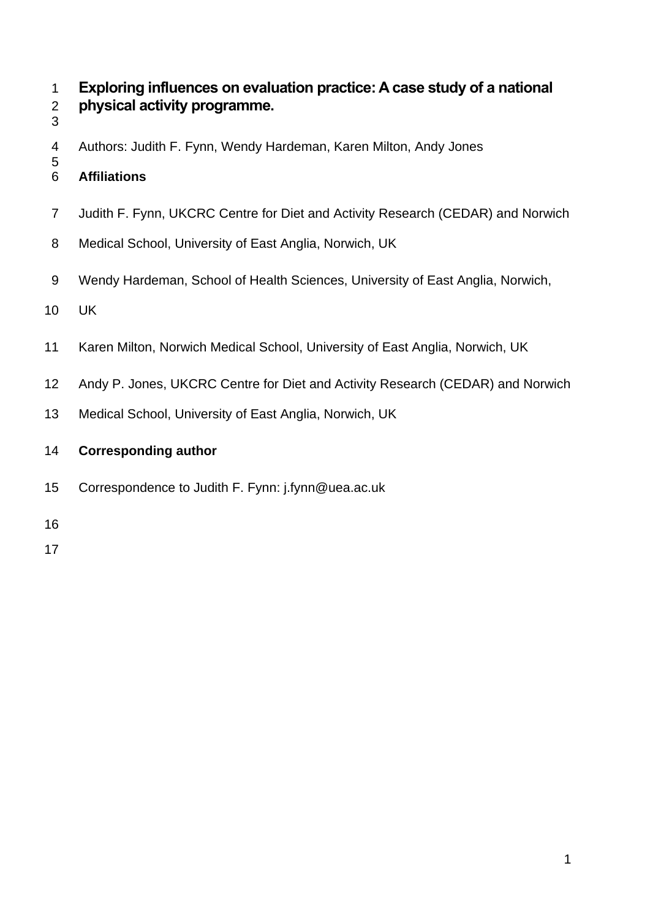# Exploring influences on evaluation practice: A case study of a national physical activity programme.

Authors: Judith F. Fynn, Wendy Hardeman, Karen Milton, Andy Jones

## Affiliations

Judith F. Fynn, UKCRC Centre for Diet and Activity Research (CEDAR) and Norwich Medical School, University of East Anglia, Norwich, UK

Wendy Hardeman, School of Health Sciences, University of East Anglia, Norwich, UK

Karen Milton, Norwich Medical School, University of East Anglia, Norwich, UK

Andy P. Jones, UKCRC Centre for Diet and Activity Research (CEDAR) and Norwich Medical School, University of East Anglia, Norwich, UK

## Corresponding author

Correspondence to Judith F. Fynn: j.fynn@uea.ac.uk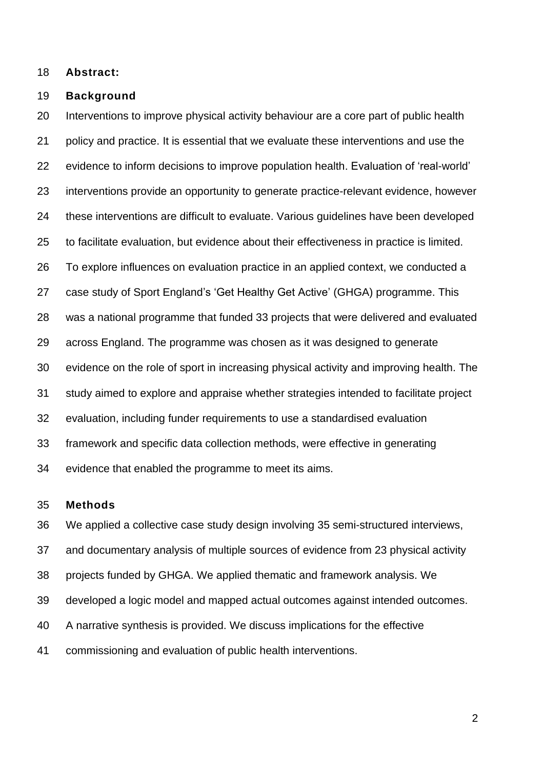**Abstract:**

**Background**

Interventions to improve physical activity behaviour are a core part of public health policy and practice. It is essential that we evaluate these interventions and use the evidence to inform decisions to improve population health. Evaluation of 'real-world' interventions provide an opportunity to generate practice-relevant evidence, however these interventions are difficult to evaluate. Various guidelines have been developed to facilitate evaluation, but evidence about their effectiveness in practice is limited. To explore influences on evaluation practice in an applied context, we conducted a case study of Sport England's 'Get Healthy Get Active' (GHGA) programme. This was a national programme that funded 33 projects that were delivered and evaluated across England. The programme was chosen as it was designed to generate evidence on the role of sport in increasing physical activity and improving health. The study aimed to explore and appraise whether strategies intended to facilitate project evaluation, including funder requirements to use a standardised evaluation framework and specific data collection methods, were effective in generating evidence that enabled the programme to meet its aims.

**Methods**

We applied a collective case study design involving 35 semi-structured interviews, and documentary analysis of multiple sources of evidence from 23 physical activity projects funded by GHGA. We applied thematic and framework analysis. We developed a logic model and mapped actual outcomes against intended outcomes. A narrative synthesis is provided. We discuss implications for the effective commissioning and evaluation of public health interventions.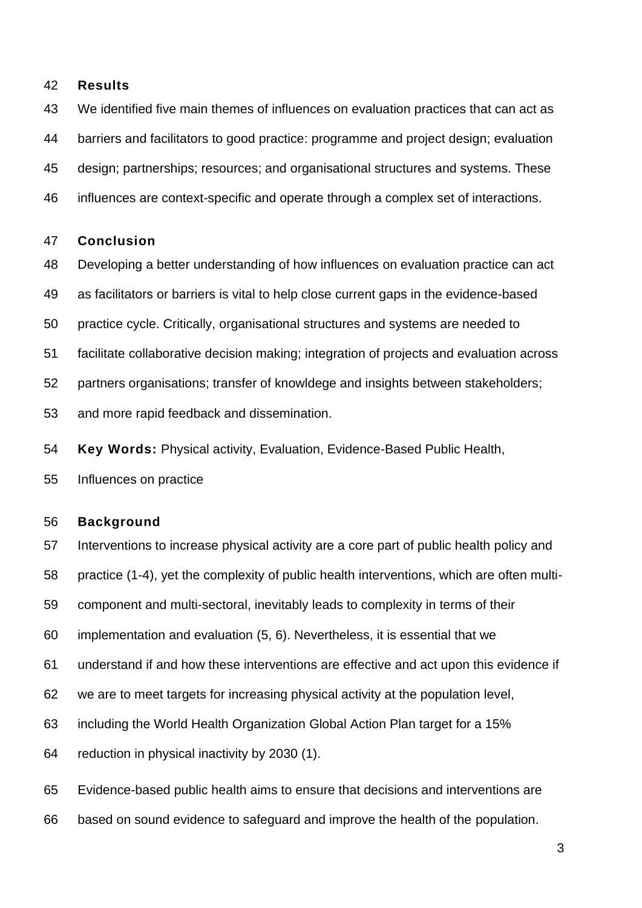**Results**

We identified five main themes of influences on evaluation practices that can act as barriers and facilitators to good practice: programme and project design; evaluation design; partnerships; resources; and organisational structures and systems. These influences are context-specific and operate through a complex set of interactions.

**Conclusion**

Developing a better understanding of how influences on evaluation practice can act as facilitators or barriers is vital to help close current gaps in the evidence-based practice cycle. Critically, organisational structures and systems are needed to facilitate collaborative decision making; integration of projects and evaluation across partners organisations; transfer of knowldege and insights between stakeholders; and more rapid feedback and dissemination.

**Key Words:** Physical activity, Evaluation, Evidence-Based Public Health, Influences on practice

## Background

Interventions to increase physical activity are a core part of public health policy and practice (1-4), yet the complexity of public health interventions, which are often multi-component and multi-sectoral, inevitably leads to complexity in terms of their implementation and evaluation (5, 6). Nevertheless, it is essential that we understand if and how these interventions are effective and act upon this evidence if we are to meet targets for increasing physical activity at the population level, including the World Health Organization Global Action Plan target for a 15% reduction in physical inactivity by 2030 (1).

Evidence-based public health aims to ensure that decisions and interventions are based on sound evidence to safeguard and improve the health of the population.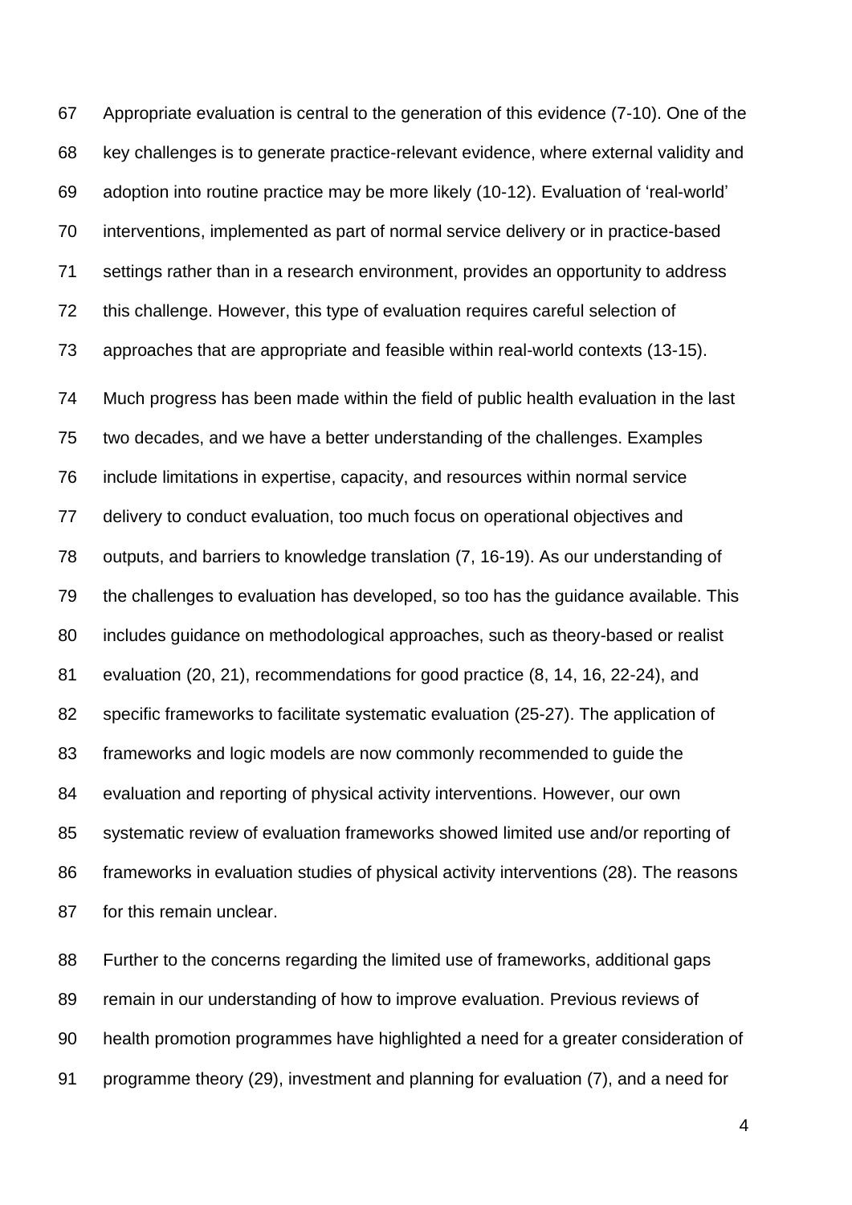Appropriate evaluation is central to the generation of this evidence (7-10). One of the key challenges is to generate practice-relevant evidence, where external validity and adoption into routine practice may be more likely (10-12). Evaluation of 'real-world' interventions, implemented as part of normal service delivery or in practice-based settings rather than in a research environment, provides an opportunity to address this challenge. However, this type of evaluation requires careful selection of approaches that are appropriate and feasible within real-world contexts (13-15).

Much progress has been made within the field of public health evaluation in the last two decades, and we have a better understanding of the challenges. Examples include limitations in expertise, capacity, and resources within normal service delivery to conduct evaluation, too much focus on operational objectives and outputs, and barriers to knowledge translation (7, 16-19). As our understanding of the challenges to evaluation has developed, so too has the guidance available. This includes guidance on methodological approaches, such as theory-based or realist evaluation (20, 21), recommendations for good practice (8, 14, 16, 22-24), and specific frameworks to facilitate systematic evaluation (25-27). The application of frameworks and logic models are now commonly recommended to guide the evaluation and reporting of physical activity interventions. However, our own systematic review of evaluation frameworks showed limited use and/or reporting of frameworks in evaluation studies of physical activity interventions (28). The reasons for this remain unclear.

Further to the concerns regarding the limited use of frameworks, additional gaps remain in our understanding of how to improve evaluation. Previous reviews of health promotion programmes have highlighted a need for a greater consideration of programme theory (29), investment and planning for evaluation (7), and a need for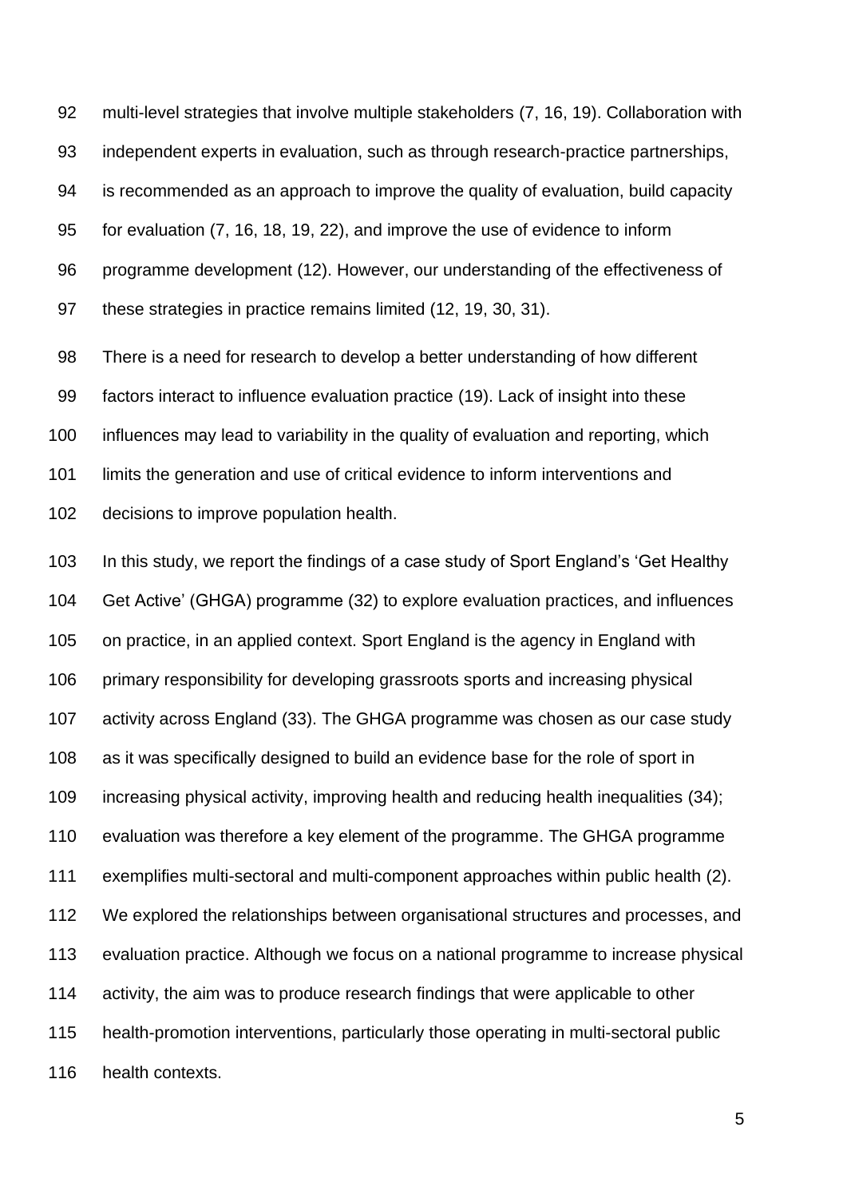multi-level strategies that involve multiple stakeholders (7, 16, 19). Collaboration with independent experts in evaluation, such as through research-practice partnerships, is recommended as an approach to improve the quality of evaluation, build capacity for evaluation (7, 16, 18, 19, 22), and improve the use of evidence to inform programme development (12). However, our understanding of the effectiveness of these strategies in practice remains limited (12, 19, 30, 31).

There is a need for research to develop a better understanding of how different factors interact to influence evaluation practice (19). Lack of insight into these influences may lead to variability in the quality of evaluation and reporting, which limits the generation and use of critical evidence to inform interventions and decisions to improve population health.

In this study, we report the findings of a case study of Sport England's 'Get Healthy Get Active' (GHGA) programme (32) to explore evaluation practices, and influences on practice, in an applied context. Sport England is the agency in England with primary responsibility for developing grassroots sports and increasing physical activity across England (33). The GHGA programme was chosen as our case study as it was specifically designed to build an evidence base for the role of sport in increasing physical activity, improving health and reducing health inequalities (34); evaluation was therefore a key element of the programme. The GHGA programme exemplifies multi-sectoral and multi-component approaches within public health (2). We explored the relationships between organisational structures and processes, and evaluation practice. Although we focus on a national programme to increase physical activity, the aim was to produce research findings that were applicable to other health-promotion interventions, particularly those operating in multi-sectoral public health contexts.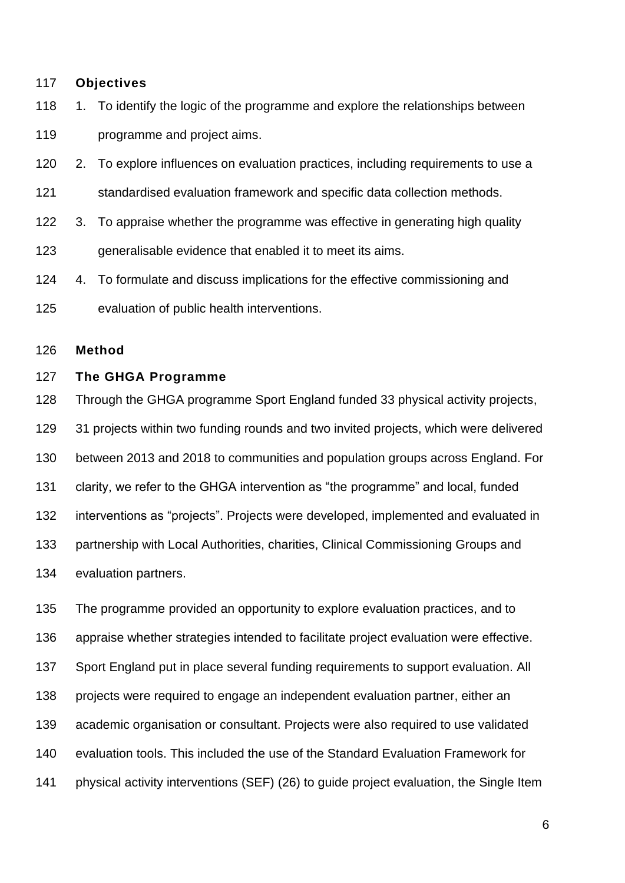### Objectives

1. To identify the logic of the programme and explore the relationships between programme and project aims.
2. To explore influences on evaluation practices, including requirements to use a standardised evaluation framework and specific data collection methods.
3. To appraise whether the programme was effective in generating high quality generalisable evidence that enabled it to meet its aims.
4. To formulate and discuss implications for the effective commissioning and evaluation of public health interventions.

## Method

### The GHGA Programme

Through the GHGA programme Sport England funded 33 physical activity projects, 31 projects within two funding rounds and two invited projects, which were delivered between 2013 and 2018 to communities and population groups across England. For clarity, we refer to the GHGA intervention as "the programme" and local, funded interventions as "projects". Projects were developed, implemented and evaluated in partnership with Local Authorities, charities, Clinical Commissioning Groups and evaluation partners.

The programme provided an opportunity to explore evaluation practices, and to appraise whether strategies intended to facilitate project evaluation were effective. Sport England put in place several funding requirements to support evaluation. All projects were required to engage an independent evaluation partner, either an academic organisation or consultant. Projects were also required to use validated evaluation tools. This included the use of the Standard Evaluation Framework for physical activity interventions (SEF) (26) to guide project evaluation, the Single Item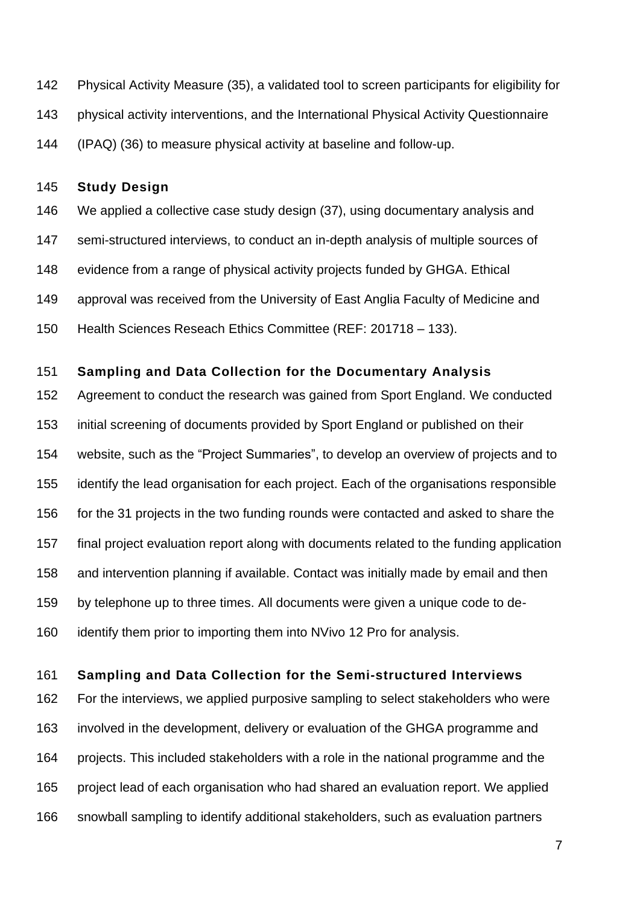Physical Activity Measure (35), a validated tool to screen participants for eligibility for physical activity interventions, and the International Physical Activity Questionnaire (IPAQ) (36) to measure physical activity at baseline and follow-up.

### Study Design

We applied a collective case study design (37), using documentary analysis and semi-structured interviews, to conduct an in-depth analysis of multiple sources of evidence from a range of physical activity projects funded by GHGA. Ethical approval was received from the University of East Anglia Faculty of Medicine and Health Sciences Reseach Ethics Committee (REF: 201718 – 133).

### Sampling and Data Collection for the Documentary Analysis

Agreement to conduct the research was gained from Sport England. We conducted initial screening of documents provided by Sport England or published on their website, such as the “Project Summaries”, to develop an overview of projects and to identify the lead organisation for each project. Each of the organisations responsible for the 31 projects in the two funding rounds were contacted and asked to share the final project evaluation report along with documents related to the funding application and intervention planning if available. Contact was initially made by email and then by telephone up to three times. All documents were given a unique code to de-identify them prior to importing them into NVivo 12 Pro for analysis.

### Sampling and Data Collection for the Semi-structured Interviews

For the interviews, we applied purposive sampling to select stakeholders who were involved in the development, delivery or evaluation of the GHGA programme and projects. This included stakeholders with a role in the national programme and the project lead of each organisation who had shared an evaluation report. We applied snowball sampling to identify additional stakeholders, such as evaluation partners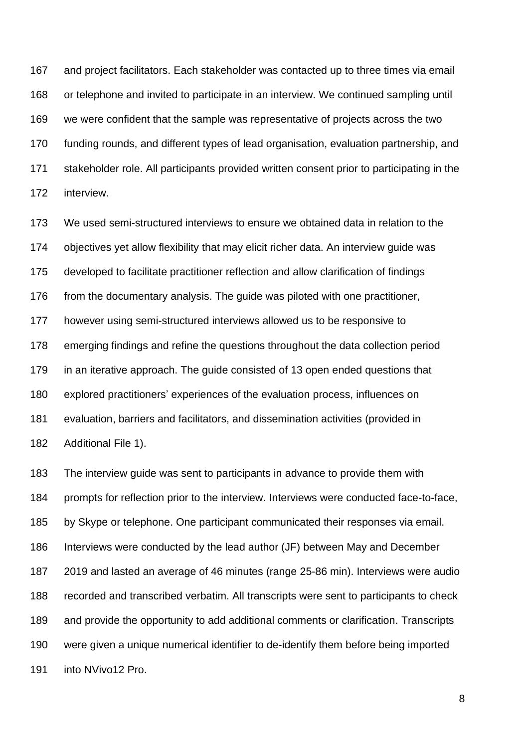and project facilitators. Each stakeholder was contacted up to three times via email or telephone and invited to participate in an interview. We continued sampling until we were confident that the sample was representative of projects across the two funding rounds, and different types of lead organisation, evaluation partnership, and stakeholder role. All participants provided written consent prior to participating in the interview.

We used semi-structured interviews to ensure we obtained data in relation to the objectives yet allow flexibility that may elicit richer data. An interview guide was developed to facilitate practitioner reflection and allow clarification of findings from the documentary analysis. The guide was piloted with one practitioner, however using semi-structured interviews allowed us to be responsive to emerging findings and refine the questions throughout the data collection period in an iterative approach. The guide consisted of 13 open ended questions that explored practitioners' experiences of the evaluation process, influences on evaluation, barriers and facilitators, and dissemination activities (provided in Additional File 1).

The interview guide was sent to participants in advance to provide them with prompts for reflection prior to the interview. Interviews were conducted face-to-face, by Skype or telephone. One participant communicated their responses via email. Interviews were conducted by the lead author (JF) between May and December 2019 and lasted an average of 46 minutes (range 25-86 min). Interviews were audio recorded and transcribed verbatim. All transcripts were sent to participants to check and provide the opportunity to add additional comments or clarification. Transcripts were given a unique numerical identifier to de-identify them before being imported into NVivo12 Pro.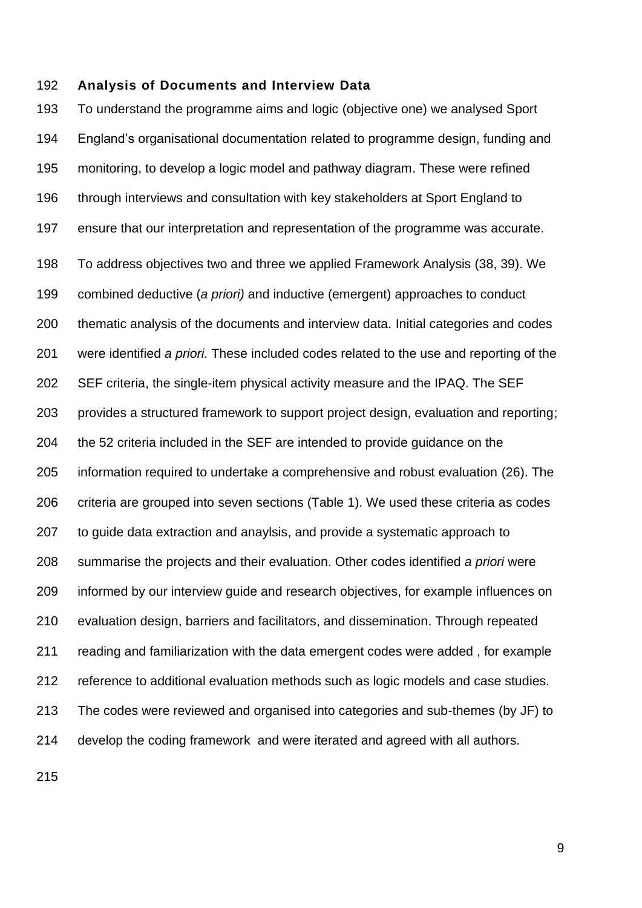## Analysis of Documents and Interview Data

To understand the programme aims and logic (objective one) we analysed Sport England's organisational documentation related to programme design, funding and monitoring, to develop a logic model and pathway diagram. These were refined through interviews and consultation with key stakeholders at Sport England to ensure that our interpretation and representation of the programme was accurate.

To address objectives two and three we applied Framework Analysis (38, 39). We combined deductive (*a priori)* and inductive (emergent) approaches to conduct thematic analysis of the documents and interview data. Initial categories and codes were identified *a priori.* These included codes related to the use and reporting of the SEF criteria, the single-item physical activity measure and the IPAQ. The SEF provides a structured framework to support project design, evaluation and reporting; the 52 criteria included in the SEF are intended to provide guidance on the information required to undertake a comprehensive and robust evaluation (26). The criteria are grouped into seven sections (Table 1). We used these criteria as codes to guide data extraction and anaylsis, and provide a systematic approach to summarise the projects and their evaluation. Other codes identified *a priori* were informed by our interview guide and research objectives, for example influences on evaluation design, barriers and facilitators, and dissemination. Through repeated reading and familiarization with the data emergent codes were added , for example reference to additional evaluation methods such as logic models and case studies. The codes were reviewed and organised into categories and sub-themes (by JF) to develop the coding framework and were iterated and agreed with all authors.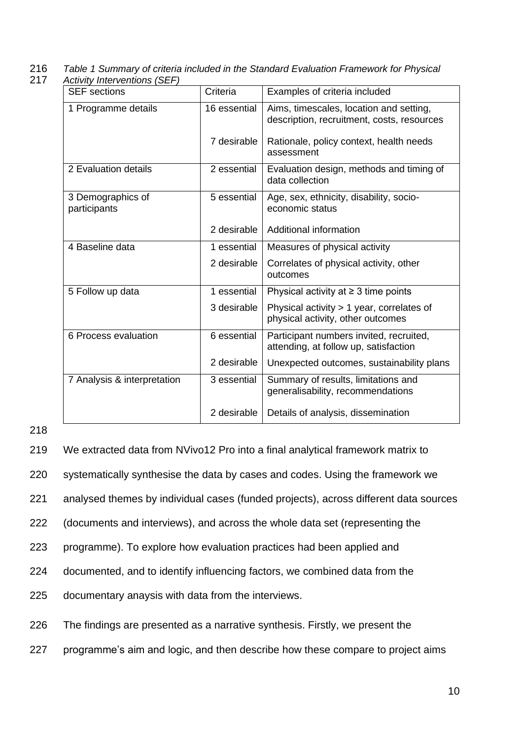*Table 1 Summary of criteria included in the Standard Evaluation Framework for Physical Activity Interventions (SEF)*

| SEF sections | Criteria | Examples of criteria included |
|---|---|---|
| 1 Programme details | 16 essential | Aims, timescales, location and setting, description, recruitment, costs, resources |
| | 7 desirable | Rationale, policy context, health needs assessment |
| 2 Evaluation details | 2 essential | Evaluation design, methods and timing of data collection |
| 3 Demographics of participants | 5 essential | Age, sex, ethnicity, disability, socio-economic status |
| | 2 desirable | Additional information |
| 4 Baseline data | 1 essential | Measures of physical activity |
| | 2 desirable | Correlates of physical activity, other outcomes |
| 5 Follow up data | 1 essential | Physical activity at ≥ 3 time points |
| | 3 desirable | Physical activity > 1 year, correlates of physical activity, other outcomes |
| 6 Process evaluation | 6 essential | Participant numbers invited, recruited, attending, at follow up, satisfaction |
| | 2 desirable | Unexpected outcomes, sustainability plans |
| 7 Analysis & interpretation | 3 essential | Summary of results, limitations and generalisability, recommendations |
| | 2 desirable | Details of analysis, dissemination |

We extracted data from NVivo12 Pro into a final analytical framework matrix to systematically synthesise the data by cases and codes. Using the framework we analysed themes by individual cases (funded projects), across different data sources (documents and interviews), and across the whole data set (representing the programme). To explore how evaluation practices had been applied and documented, and to identify influencing factors, we combined data from the documentary anaysis with data from the interviews.

The findings are presented as a narrative synthesis. Firstly, we present the programme's aim and logic, and then describe how these compare to project aims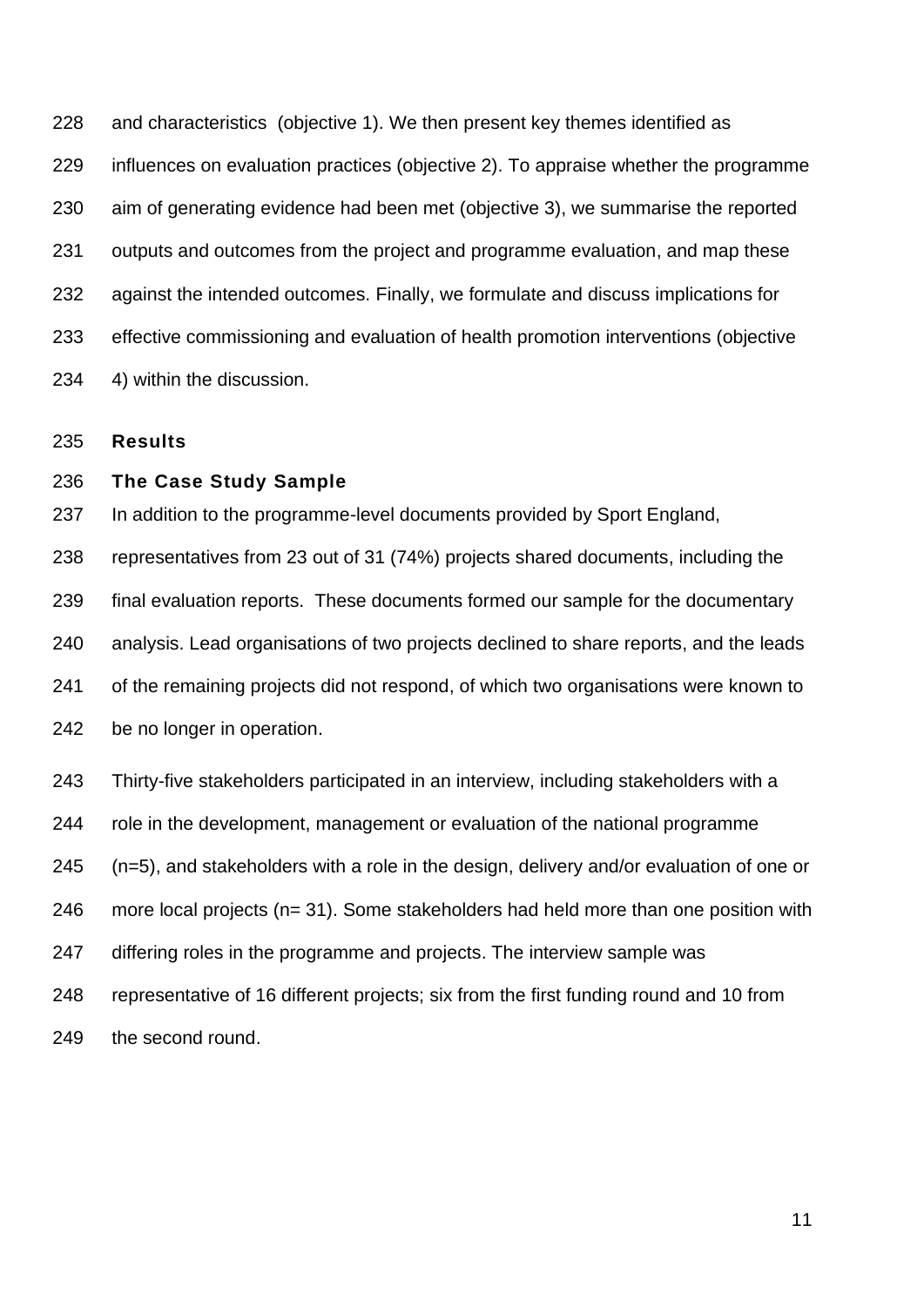and characteristics (objective 1). We then present key themes identified as influences on evaluation practices (objective 2). To appraise whether the programme aim of generating evidence had been met (objective 3), we summarise the reported outputs and outcomes from the project and programme evaluation, and map these against the intended outcomes. Finally, we formulate and discuss implications for effective commissioning and evaluation of health promotion interventions (objective 4) within the discussion.

## Results

### The Case Study Sample

In addition to the programme-level documents provided by Sport England, representatives from 23 out of 31 (74%) projects shared documents, including the final evaluation reports. These documents formed our sample for the documentary analysis. Lead organisations of two projects declined to share reports, and the leads of the remaining projects did not respond, of which two organisations were known to be no longer in operation.

Thirty-five stakeholders participated in an interview, including stakeholders with a role in the development, management or evaluation of the national programme (n=5), and stakeholders with a role in the design, delivery and/or evaluation of one or more local projects (n= 31). Some stakeholders had held more than one position with differing roles in the programme and projects. The interview sample was representative of 16 different projects; six from the first funding round and 10 from the second round.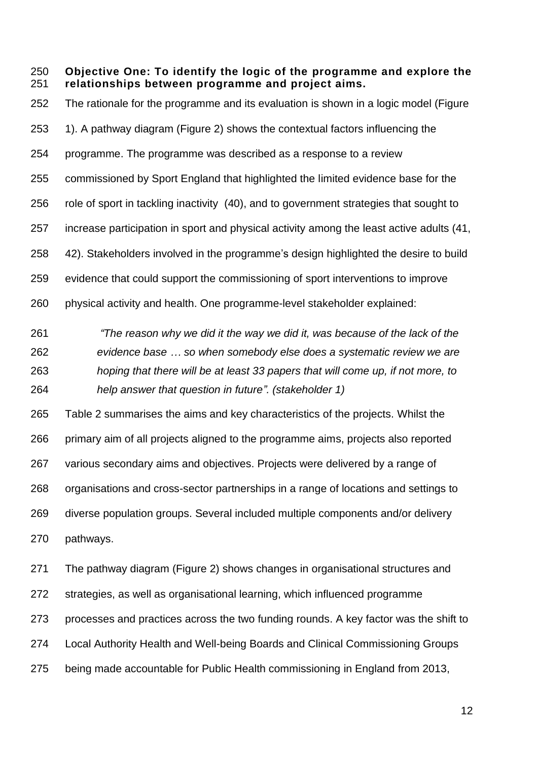**Objective One: To identify the logic of the programme and explore the relationships between programme and project aims.**

The rationale for the programme and its evaluation is shown in a logic model (Figure 1). A pathway diagram (Figure 2) shows the contextual factors influencing the programme. The programme was described as a response to a review commissioned by Sport England that highlighted the limited evidence base for the role of sport in tackling inactivity (40), and to government strategies that sought to increase participation in sport and physical activity among the least active adults (41, 42). Stakeholders involved in the programme's design highlighted the desire to build evidence that could support the commissioning of sport interventions to improve physical activity and health. One programme-level stakeholder explained:

> *"The reason why we did it the way we did it, was because of the lack of the evidence base … so when somebody else does a systematic review we are hoping that there will be at least 33 papers that will come up, if not more, to help answer that question in future". (stakeholder 1)*

Table 2 summarises the aims and key characteristics of the projects. Whilst the primary aim of all projects aligned to the programme aims, projects also reported various secondary aims and objectives. Projects were delivered by a range of organisations and cross-sector partnerships in a range of locations and settings to diverse population groups. Several included multiple components and/or delivery pathways.

The pathway diagram (Figure 2) shows changes in organisational structures and strategies, as well as organisational learning, which influenced programme processes and practices across the two funding rounds. A key factor was the shift to Local Authority Health and Well-being Boards and Clinical Commissioning Groups being made accountable for Public Health commissioning in England from 2013,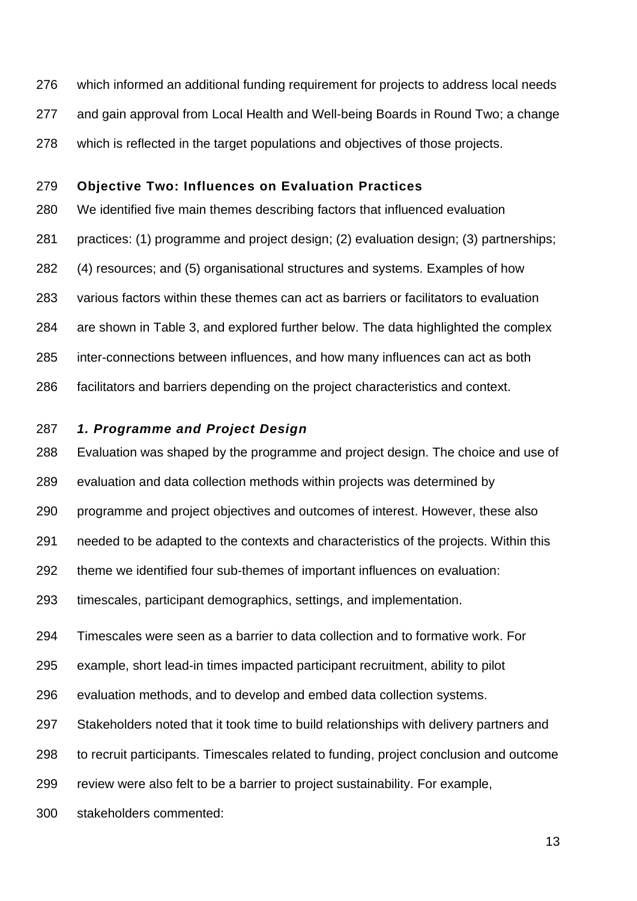which informed an additional funding requirement for projects to address local needs and gain approval from Local Health and Well-being Boards in Round Two; a change which is reflected in the target populations and objectives of those projects.

## Objective Two: Influences on Evaluation Practices

We identified five main themes describing factors that influenced evaluation practices: (1) programme and project design; (2) evaluation design; (3) partnerships; (4) resources; and (5) organisational structures and systems. Examples of how various factors within these themes can act as barriers or facilitators to evaluation are shown in Table 3, and explored further below. The data highlighted the complex inter-connections between influences, and how many influences can act as both facilitators and barriers depending on the project characteristics and context.

### *1. Programme and Project Design*

Evaluation was shaped by the programme and project design. The choice and use of evaluation and data collection methods within projects was determined by programme and project objectives and outcomes of interest. However, these also needed to be adapted to the contexts and characteristics of the projects. Within this theme we identified four sub-themes of important influences on evaluation: timescales, participant demographics, settings, and implementation.

Timescales were seen as a barrier to data collection and to formative work. For example, short lead-in times impacted participant recruitment, ability to pilot evaluation methods, and to develop and embed data collection systems. Stakeholders noted that it took time to build relationships with delivery partners and to recruit participants. Timescales related to funding, project conclusion and outcome review were also felt to be a barrier to project sustainability. For example, stakeholders commented: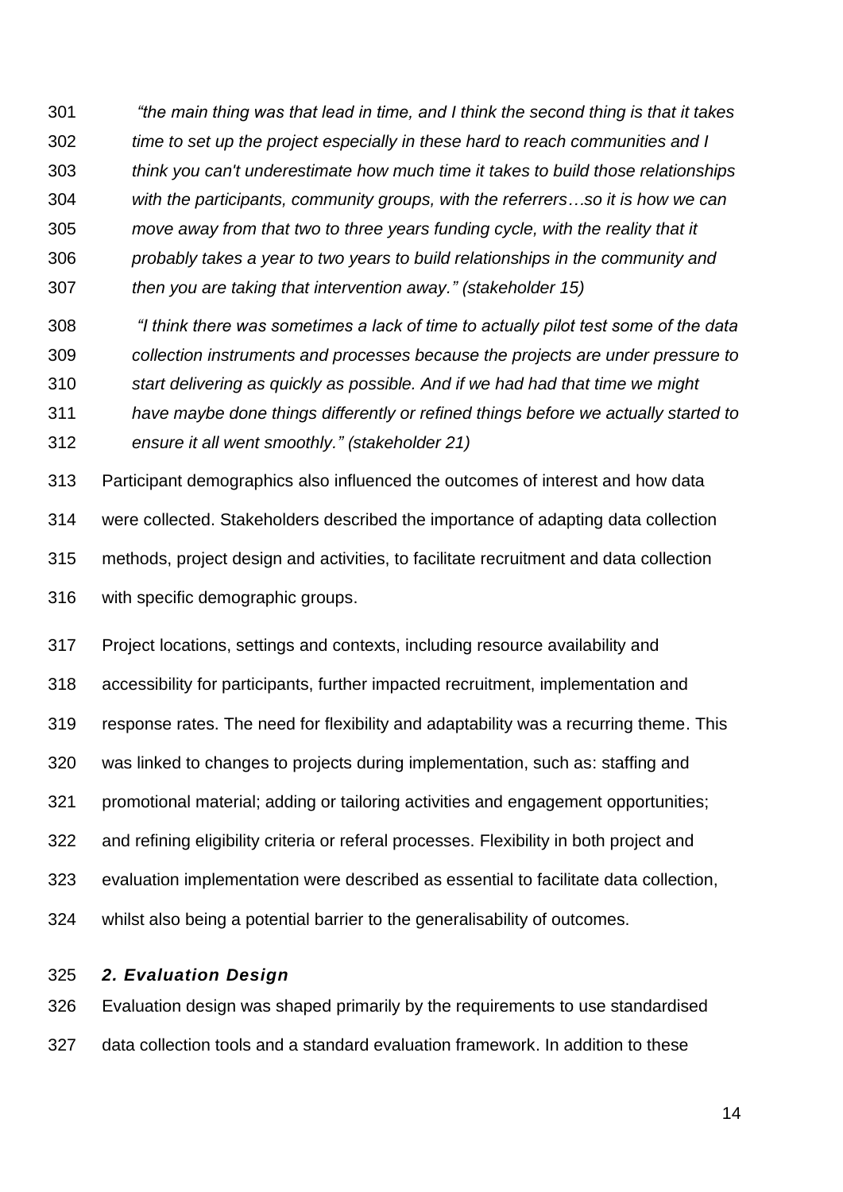*"the main thing was that lead in time, and I think the second thing is that it takes time to set up the project especially in these hard to reach communities and I think you can't underestimate how much time it takes to build those relationships with the participants, community groups, with the referrers…so it is how we can move away from that two to three years funding cycle, with the reality that it probably takes a year to two years to build relationships in the community and then you are taking that intervention away." (stakeholder 15)*

*"I think there was sometimes a lack of time to actually pilot test some of the data collection instruments and processes because the projects are under pressure to start delivering as quickly as possible. And if we had had that time we might have maybe done things differently or refined things before we actually started to ensure it all went smoothly." (stakeholder 21)*

Participant demographics also influenced the outcomes of interest and how data were collected. Stakeholders described the importance of adapting data collection methods, project design and activities, to facilitate recruitment and data collection with specific demographic groups.

Project locations, settings and contexts, including resource availability and accessibility for participants, further impacted recruitment, implementation and response rates. The need for flexibility and adaptability was a recurring theme. This was linked to changes to projects during implementation, such as: staffing and promotional material; adding or tailoring activities and engagement opportunities; and refining eligibility criteria or referal processes. Flexibility in both project and evaluation implementation were described as essential to facilitate data collection, whilst also being a potential barrier to the generalisability of outcomes.

### *2. Evaluation Design*

Evaluation design was shaped primarily by the requirements to use standardised data collection tools and a standard evaluation framework. In addition to these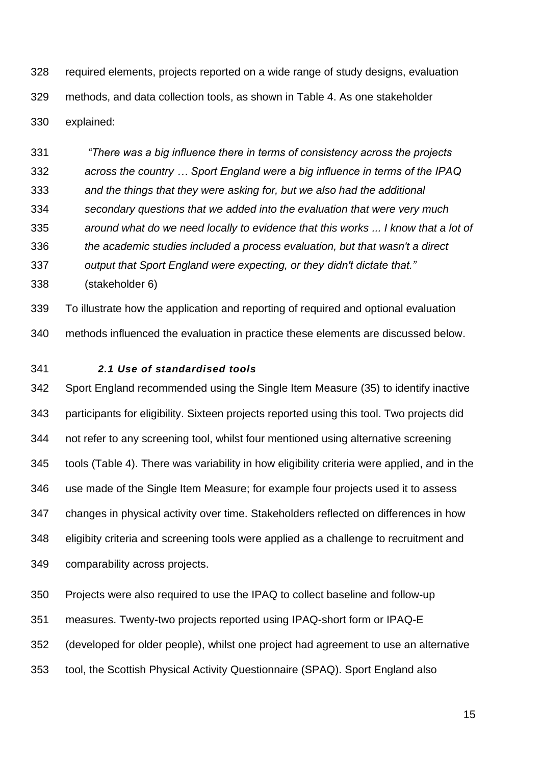required elements, projects reported on a wide range of study designs, evaluation methods, and data collection tools, as shown in Table 4. As one stakeholder explained:

> *"There was a big influence there in terms of consistency across the projects across the country … Sport England were a big influence in terms of the IPAQ and the things that they were asking for, but we also had the additional secondary questions that we added into the evaluation that were very much around what do we need locally to evidence that this works ... I know that a lot of the academic studies included a process evaluation, but that wasn't a direct output that Sport England were expecting, or they didn't dictate that."* (stakeholder 6)

To illustrate how the application and reporting of required and optional evaluation methods influenced the evaluation in practice these elements are discussed below.

### *2.1 Use of standardised tools*

Sport England recommended using the Single Item Measure (35) to identify inactive participants for eligibility. Sixteen projects reported using this tool. Two projects did not refer to any screening tool, whilst four mentioned using alternative screening tools (Table 4). There was variability in how eligibility criteria were applied, and in the use made of the Single Item Measure; for example four projects used it to assess changes in physical activity over time. Stakeholders reflected on differences in how eligibity criteria and screening tools were applied as a challenge to recruitment and comparability across projects.

Projects were also required to use the IPAQ to collect baseline and follow-up measures. Twenty-two projects reported using IPAQ-short form or IPAQ-E (developed for older people), whilst one project had agreement to use an alternative tool, the Scottish Physical Activity Questionnaire (SPAQ). Sport England also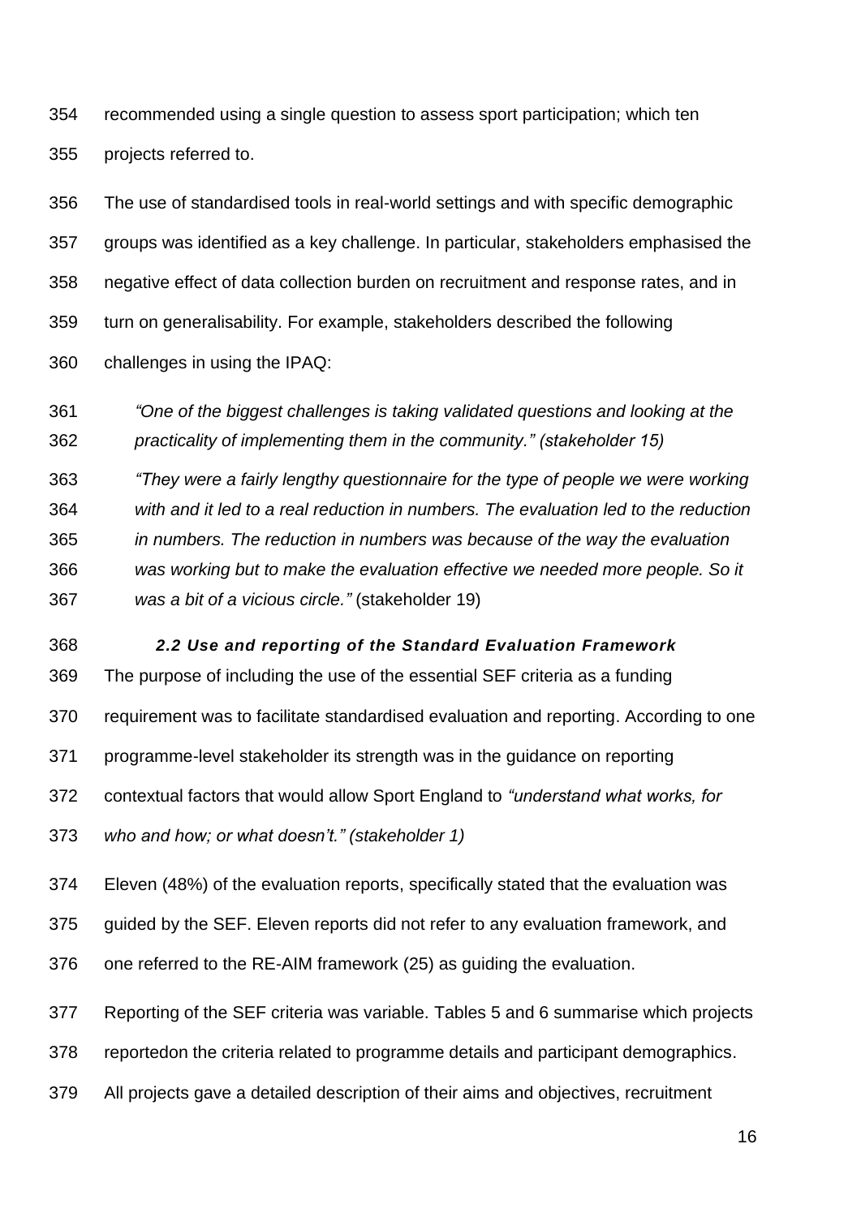recommended using a single question to assess sport participation; which ten projects referred to.

The use of standardised tools in real-world settings and with specific demographic groups was identified as a key challenge. In particular, stakeholders emphasised the negative effect of data collection burden on recruitment and response rates, and in turn on generalisability. For example, stakeholders described the following challenges in using the IPAQ:

> *"One of the biggest challenges is taking validated questions and looking at the practicality of implementing them in the community." (stakeholder 15)*

> *"They were a fairly lengthy questionnaire for the type of people we were working with and it led to a real reduction in numbers. The evaluation led to the reduction in numbers. The reduction in numbers was because of the way the evaluation was working but to make the evaluation effective we needed more people. So it was a bit of a vicious circle."* (stakeholder 19)

### *2.2 Use and reporting of the Standard Evaluation Framework*

The purpose of including the use of the essential SEF criteria as a funding requirement was to facilitate standardised evaluation and reporting. According to one programme-level stakeholder its strength was in the guidance on reporting contextual factors that would allow Sport England to *"understand what works, for who and how; or what doesn't." (stakeholder 1)*

Eleven (48%) of the evaluation reports, specifically stated that the evaluation was guided by the SEF. Eleven reports did not refer to any evaluation framework, and one referred to the RE-AIM framework (25) as guiding the evaluation.

Reporting of the SEF criteria was variable. Tables 5 and 6 summarise which projects reportedon the criteria related to programme details and participant demographics. All projects gave a detailed description of their aims and objectives, recruitment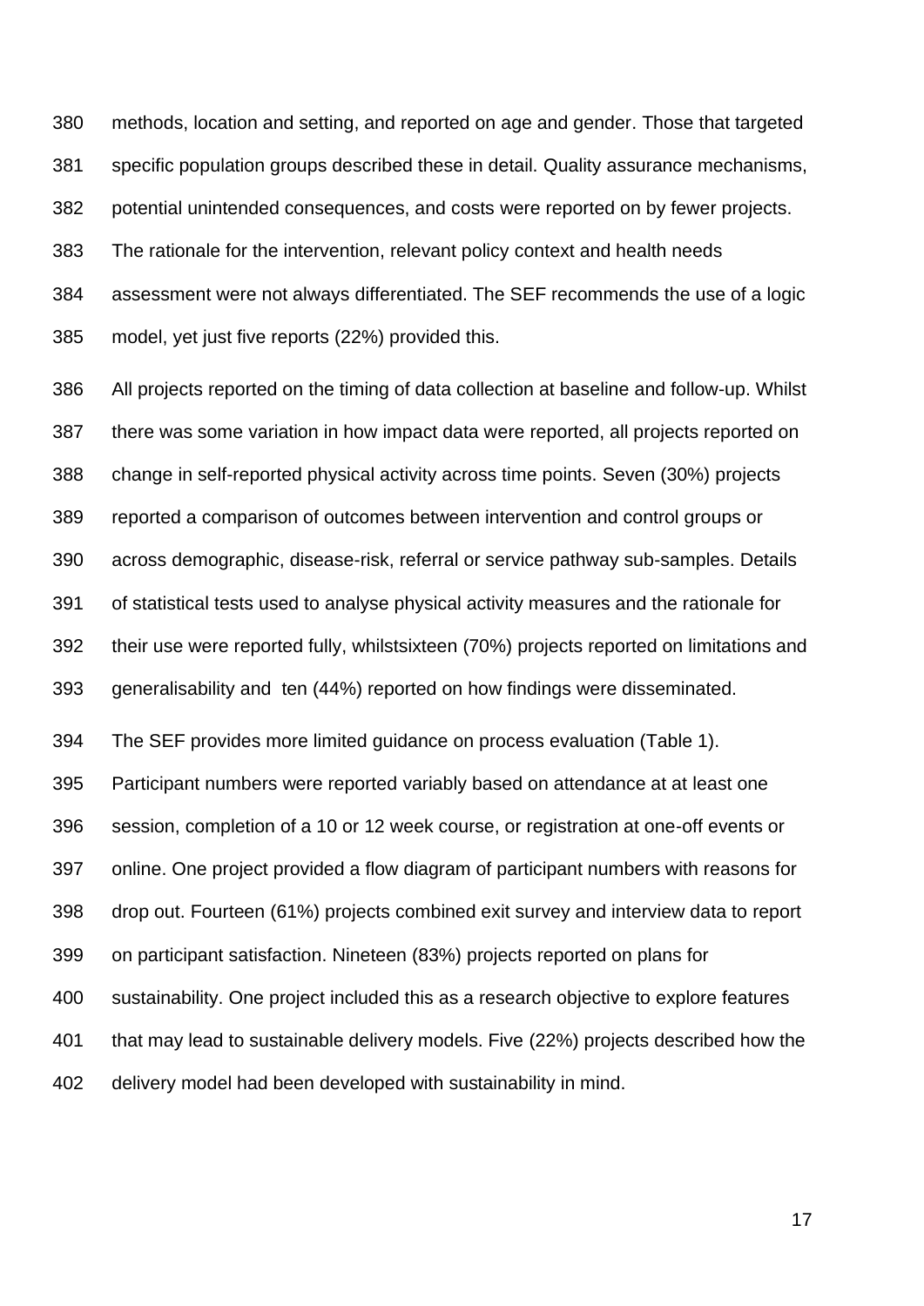methods, location and setting, and reported on age and gender. Those that targeted specific population groups described these in detail. Quality assurance mechanisms, potential unintended consequences, and costs were reported on by fewer projects. The rationale for the intervention, relevant policy context and health needs assessment were not always differentiated. The SEF recommends the use of a logic model, yet just five reports (22%) provided this.

All projects reported on the timing of data collection at baseline and follow-up. Whilst there was some variation in how impact data were reported, all projects reported on change in self-reported physical activity across time points. Seven (30%) projects reported a comparison of outcomes between intervention and control groups or across demographic, disease-risk, referral or service pathway sub-samples. Details of statistical tests used to analyse physical activity measures and the rationale for their use were reported fully, whilstsixteen (70%) projects reported on limitations and generalisability and  ten (44%) reported on how findings were disseminated.

The SEF provides more limited guidance on process evaluation (Table 1). Participant numbers were reported variably based on attendance at at least one session, completion of a 10 or 12 week course, or registration at one-off events or online. One project provided a flow diagram of participant numbers with reasons for drop out. Fourteen (61%) projects combined exit survey and interview data to report on participant satisfaction. Nineteen (83%) projects reported on plans for sustainability. One project included this as a research objective to explore features that may lead to sustainable delivery models. Five (22%) projects described how the delivery model had been developed with sustainability in mind.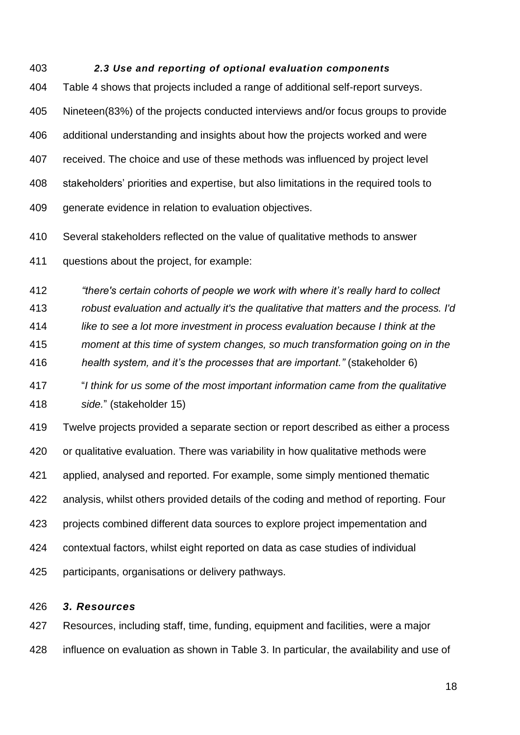### *2.3 Use and reporting of optional evaluation components*

Table 4 shows that projects included a range of additional self-report surveys. Nineteen(83%) of the projects conducted interviews and/or focus groups to provide additional understanding and insights about how the projects worked and were received. The choice and use of these methods was influenced by project level stakeholders' priorities and expertise, but also limitations in the required tools to generate evidence in relation to evaluation objectives.

Several stakeholders reflected on the value of qualitative methods to answer questions about the project, for example:

> *"there's certain cohorts of people we work with where it's really hard to collect robust evaluation and actually it's the qualitative that matters and the process. I'd like to see a lot more investment in process evaluation because I think at the moment at this time of system changes, so much transformation going on in the health system, and it's the processes that are important."* (stakeholder 6)

> "*I think for us some of the most important information came from the qualitative side.*" (stakeholder 15)

Twelve projects provided a separate section or report described as either a process or qualitative evaluation. There was variability in how qualitative methods were applied, analysed and reported. For example, some simply mentioned thematic analysis, whilst others provided details of the coding and method of reporting. Four projects combined different data sources to explore project impementation and contextual factors, whilst eight reported on data as case studies of individual participants, organisations or delivery pathways.

## *3. Resources*

Resources, including staff, time, funding, equipment and facilities, were a major influence on evaluation as shown in Table 3. In particular, the availability and use of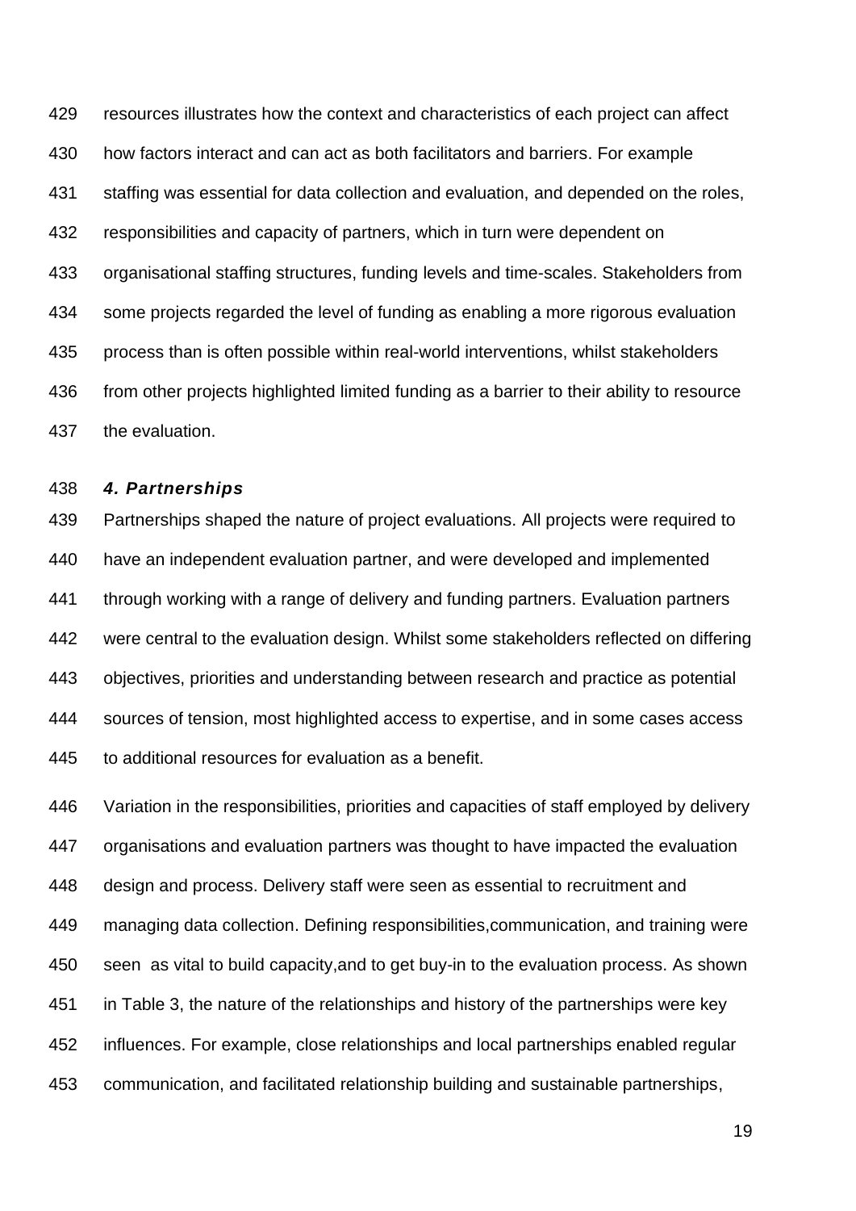resources illustrates how the context and characteristics of each project can affect how factors interact and can act as both facilitators and barriers. For example staffing was essential for data collection and evaluation, and depended on the roles, responsibilities and capacity of partners, which in turn were dependent on organisational staffing structures, funding levels and time-scales. Stakeholders from some projects regarded the level of funding as enabling a more rigorous evaluation process than is often possible within real-world interventions, whilst stakeholders from other projects highlighted limited funding as a barrier to their ability to resource the evaluation.

### *4. Partnerships*

Partnerships shaped the nature of project evaluations. All projects were required to have an independent evaluation partner, and were developed and implemented through working with a range of delivery and funding partners. Evaluation partners were central to the evaluation design. Whilst some stakeholders reflected on differing objectives, priorities and understanding between research and practice as potential sources of tension, most highlighted access to expertise, and in some cases access to additional resources for evaluation as a benefit.

Variation in the responsibilities, priorities and capacities of staff employed by delivery organisations and evaluation partners was thought to have impacted the evaluation design and process. Delivery staff were seen as essential to recruitment and managing data collection. Defining responsibilities,communication, and training were seen as vital to build capacity,and to get buy-in to the evaluation process. As shown in Table 3, the nature of the relationships and history of the partnerships were key influences. For example, close relationships and local partnerships enabled regular communication, and facilitated relationship building and sustainable partnerships,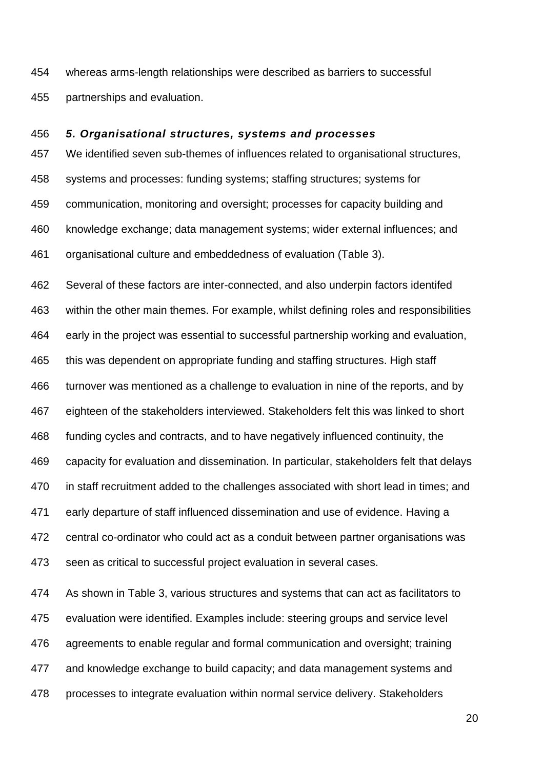whereas arms-length relationships were described as barriers to successful partnerships and evaluation.

***5. Organisational structures, systems and processes***

We identified seven sub-themes of influences related to organisational structures, systems and processes: funding systems; staffing structures; systems for communication, monitoring and oversight; processes for capacity building and knowledge exchange; data management systems; wider external influences; and organisational culture and embeddedness of evaluation (Table 3).

Several of these factors are inter-connected, and also underpin factors identifed within the other main themes. For example, whilst defining roles and responsibilities early in the project was essential to successful partnership working and evaluation, this was dependent on appropriate funding and staffing structures. High staff turnover was mentioned as a challenge to evaluation in nine of the reports, and by eighteen of the stakeholders interviewed. Stakeholders felt this was linked to short funding cycles and contracts, and to have negatively influenced continuity, the capacity for evaluation and dissemination. In particular, stakeholders felt that delays in staff recruitment added to the challenges associated with short lead in times; and early departure of staff influenced dissemination and use of evidence. Having a central co-ordinator who could act as a conduit between partner organisations was seen as critical to successful project evaluation in several cases.

As shown in Table 3, various structures and systems that can act as facilitators to evaluation were identified. Examples include: steering groups and service level agreements to enable regular and formal communication and oversight; training and knowledge exchange to build capacity; and data management systems and processes to integrate evaluation within normal service delivery. Stakeholders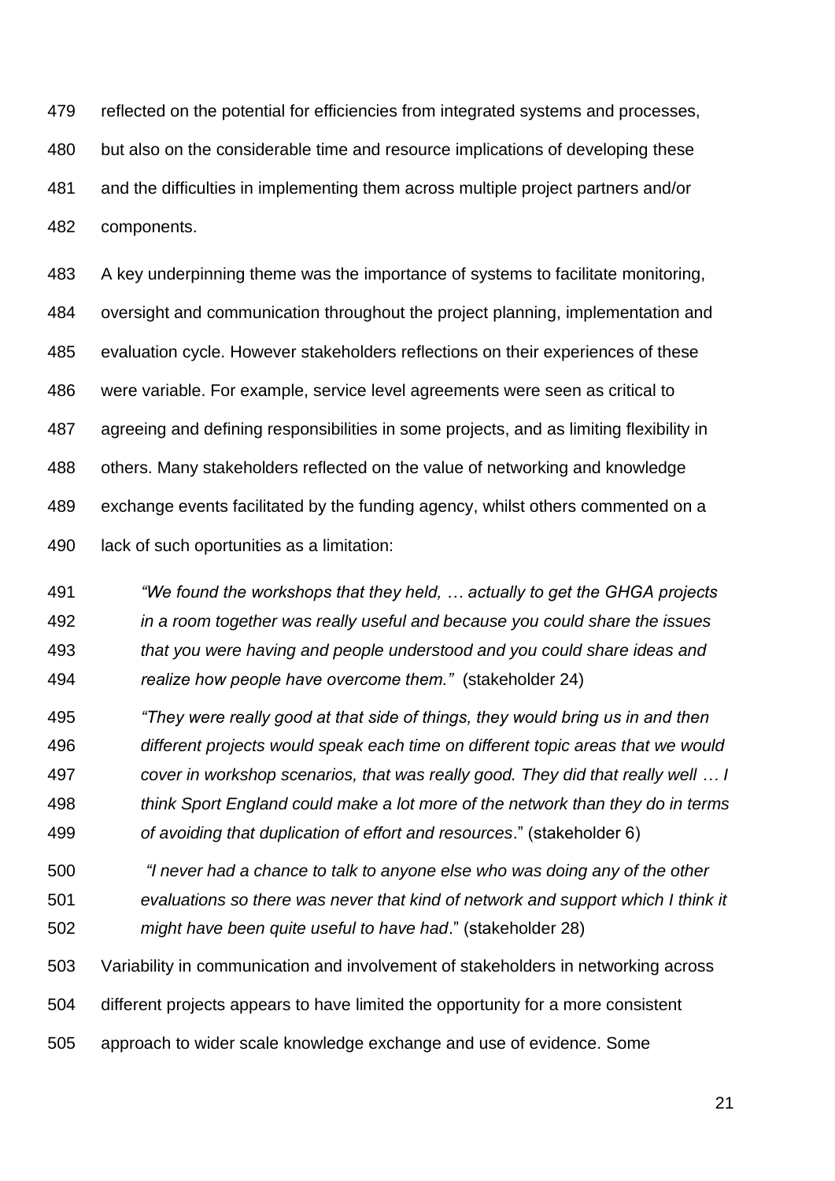reflected on the potential for efficiencies from integrated systems and processes, but also on the considerable time and resource implications of developing these and the difficulties in implementing them across multiple project partners and/or components.

A key underpinning theme was the importance of systems to facilitate monitoring, oversight and communication throughout the project planning, implementation and evaluation cycle. However stakeholders reflections on their experiences of these were variable. For example, service level agreements were seen as critical to agreeing and defining responsibilities in some projects, and as limiting flexibility in others. Many stakeholders reflected on the value of networking and knowledge exchange events facilitated by the funding agency, whilst others commented on a lack of such oportunities as a limitation:

> *"We found the workshops that they held, … actually to get the GHGA projects in a room together was really useful and because you could share the issues that you were having and people understood and you could share ideas and realize how people have overcome them."* (stakeholder 24)

> *"They were really good at that side of things, they would bring us in and then different projects would speak each time on different topic areas that we would cover in workshop scenarios, that was really good. They did that really well … I think Sport England could make a lot more of the network than they do in terms of avoiding that duplication of effort and resources*." (stakeholder 6)

> *"I never had a chance to talk to anyone else who was doing any of the other evaluations so there was never that kind of network and support which I think it might have been quite useful to have had*." (stakeholder 28)

Variability in communication and involvement of stakeholders in networking across different projects appears to have limited the opportunity for a more consistent approach to wider scale knowledge exchange and use of evidence. Some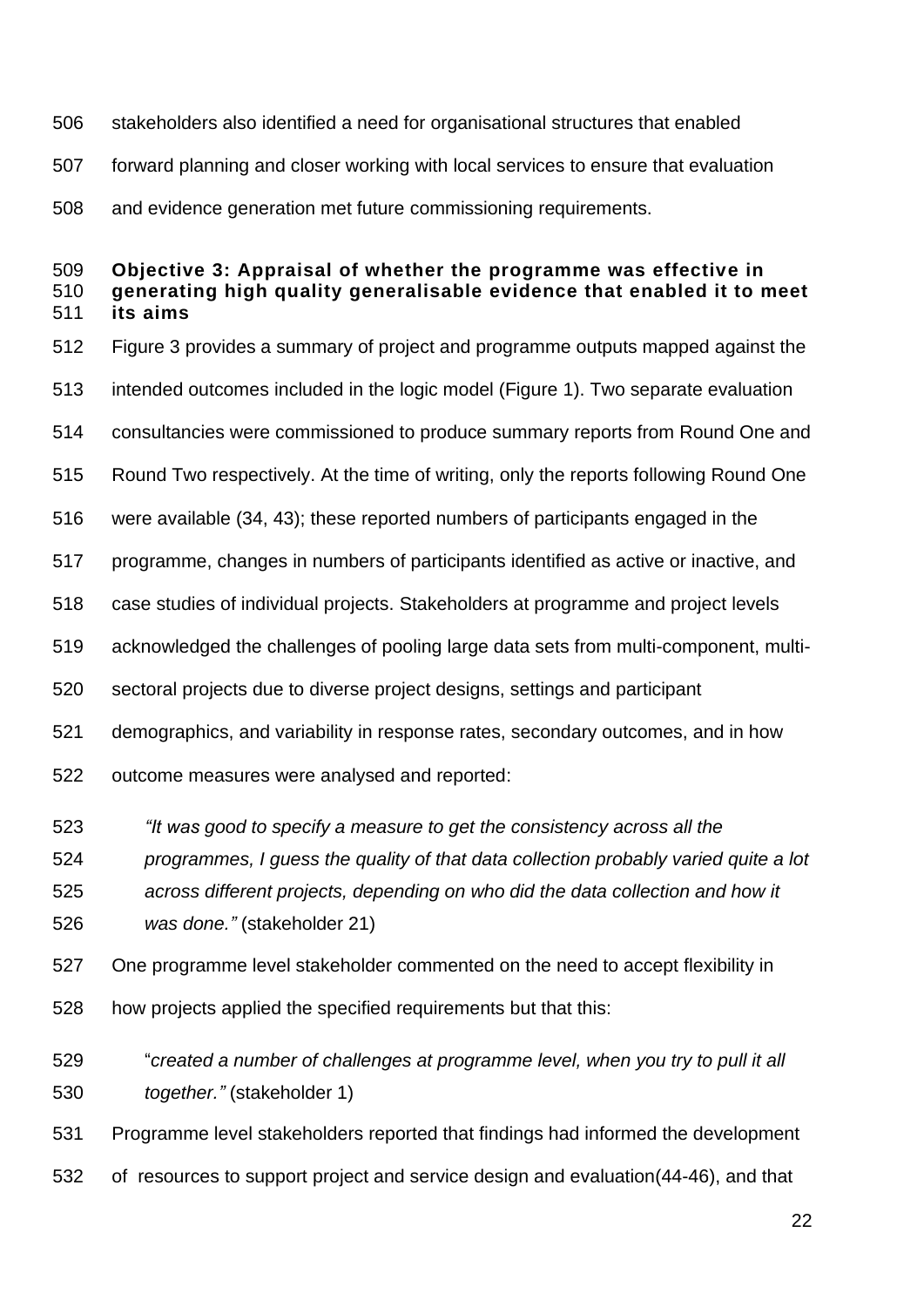stakeholders also identified a need for organisational structures that enabled forward planning and closer working with local services to ensure that evaluation and evidence generation met future commissioning requirements.

### Objective 3: Appraisal of whether the programme was effective in generating high quality generalisable evidence that enabled it to meet its aims

Figure 3 provides a summary of project and programme outputs mapped against the intended outcomes included in the logic model (Figure 1). Two separate evaluation consultancies were commissioned to produce summary reports from Round One and Round Two respectively. At the time of writing, only the reports following Round One were available (34, 43); these reported numbers of participants engaged in the programme, changes in numbers of participants identified as active or inactive, and case studies of individual projects. Stakeholders at programme and project levels acknowledged the challenges of pooling large data sets from multi-component, multi-sectoral projects due to diverse project designs, settings and participant demographics, and variability in response rates, secondary outcomes, and in how outcome measures were analysed and reported:

> *"It was good to specify a measure to get the consistency across all the programmes, I guess the quality of that data collection probably varied quite a lot across different projects, depending on who did the data collection and how it was done."* (stakeholder 21)

One programme level stakeholder commented on the need to accept flexibility in how projects applied the specified requirements but that this:

> "*created a number of challenges at programme level, when you try to pull it all together."* (stakeholder 1)

Programme level stakeholders reported that findings had informed the development of resources to support project and service design and evaluation(44-46), and that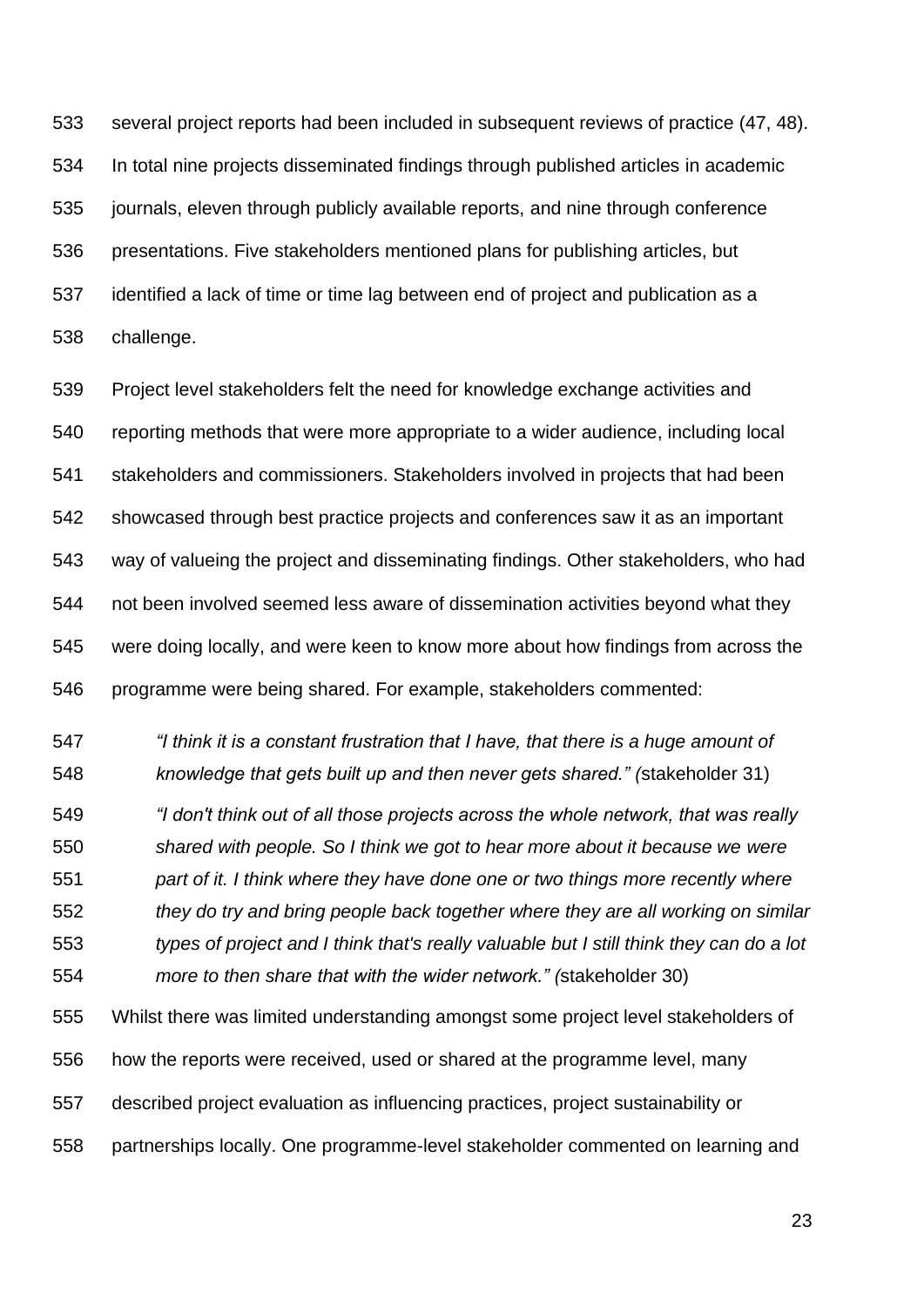several project reports had been included in subsequent reviews of practice (47, 48). In total nine projects disseminated findings through published articles in academic journals, eleven through publicly available reports, and nine through conference presentations. Five stakeholders mentioned plans for publishing articles, but identified a lack of time or time lag between end of project and publication as a challenge.

Project level stakeholders felt the need for knowledge exchange activities and reporting methods that were more appropriate to a wider audience, including local stakeholders and commissioners. Stakeholders involved in projects that had been showcased through best practice projects and conferences saw it as an important way of valueing the project and disseminating findings. Other stakeholders, who had not been involved seemed less aware of dissemination activities beyond what they were doing locally, and were keen to know more about how findings from across the programme were being shared. For example, stakeholders commented:

> *"I think it is a constant frustration that I have, that there is a huge amount of knowledge that gets built up and then never gets shared." (*stakeholder 31)

> *"I don't think out of all those projects across the whole network, that was really shared with people. So I think we got to hear more about it because we were part of it. I think where they have done one or two things more recently where they do try and bring people back together where they are all working on similar types of project and I think that's really valuable but I still think they can do a lot more to then share that with the wider network." (*stakeholder 30)

Whilst there was limited understanding amongst some project level stakeholders of how the reports were received, used or shared at the programme level, many described project evaluation as influencing practices, project sustainability or partnerships locally. One programme-level stakeholder commented on learning and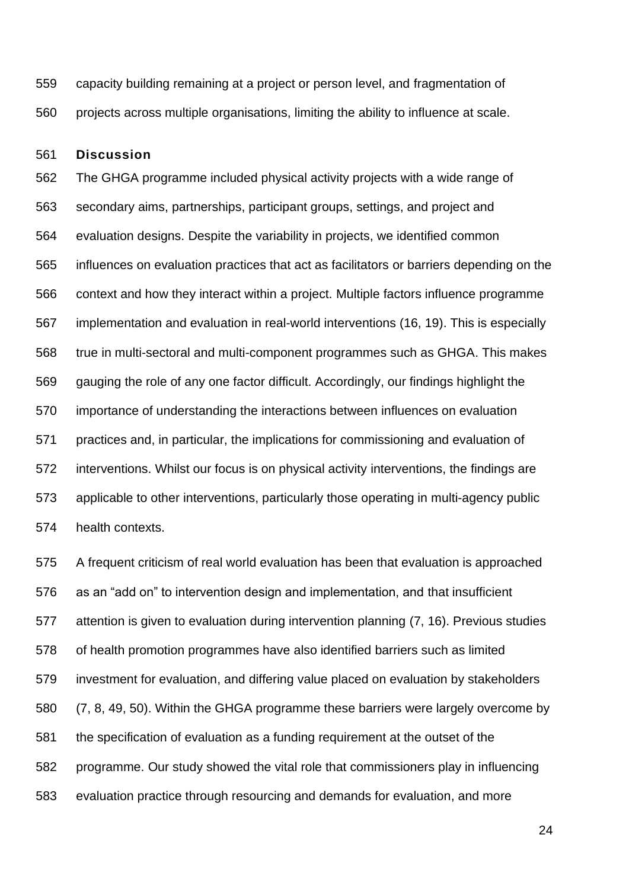capacity building remaining at a project or person level, and fragmentation of projects across multiple organisations, limiting the ability to influence at scale.

## Discussion

The GHGA programme included physical activity projects with a wide range of secondary aims, partnerships, participant groups, settings, and project and evaluation designs. Despite the variability in projects, we identified common influences on evaluation practices that act as facilitators or barriers depending on the context and how they interact within a project. Multiple factors influence programme implementation and evaluation in real-world interventions (16, 19). This is especially true in multi-sectoral and multi-component programmes such as GHGA. This makes gauging the role of any one factor difficult. Accordingly, our findings highlight the importance of understanding the interactions between influences on evaluation practices and, in particular, the implications for commissioning and evaluation of interventions. Whilst our focus is on physical activity interventions, the findings are applicable to other interventions, particularly those operating in multi-agency public health contexts.

A frequent criticism of real world evaluation has been that evaluation is approached as an "add on" to intervention design and implementation, and that insufficient attention is given to evaluation during intervention planning (7, 16). Previous studies of health promotion programmes have also identified barriers such as limited investment for evaluation, and differing value placed on evaluation by stakeholders (7, 8, 49, 50). Within the GHGA programme these barriers were largely overcome by the specification of evaluation as a funding requirement at the outset of the programme. Our study showed the vital role that commissioners play in influencing evaluation practice through resourcing and demands for evaluation, and more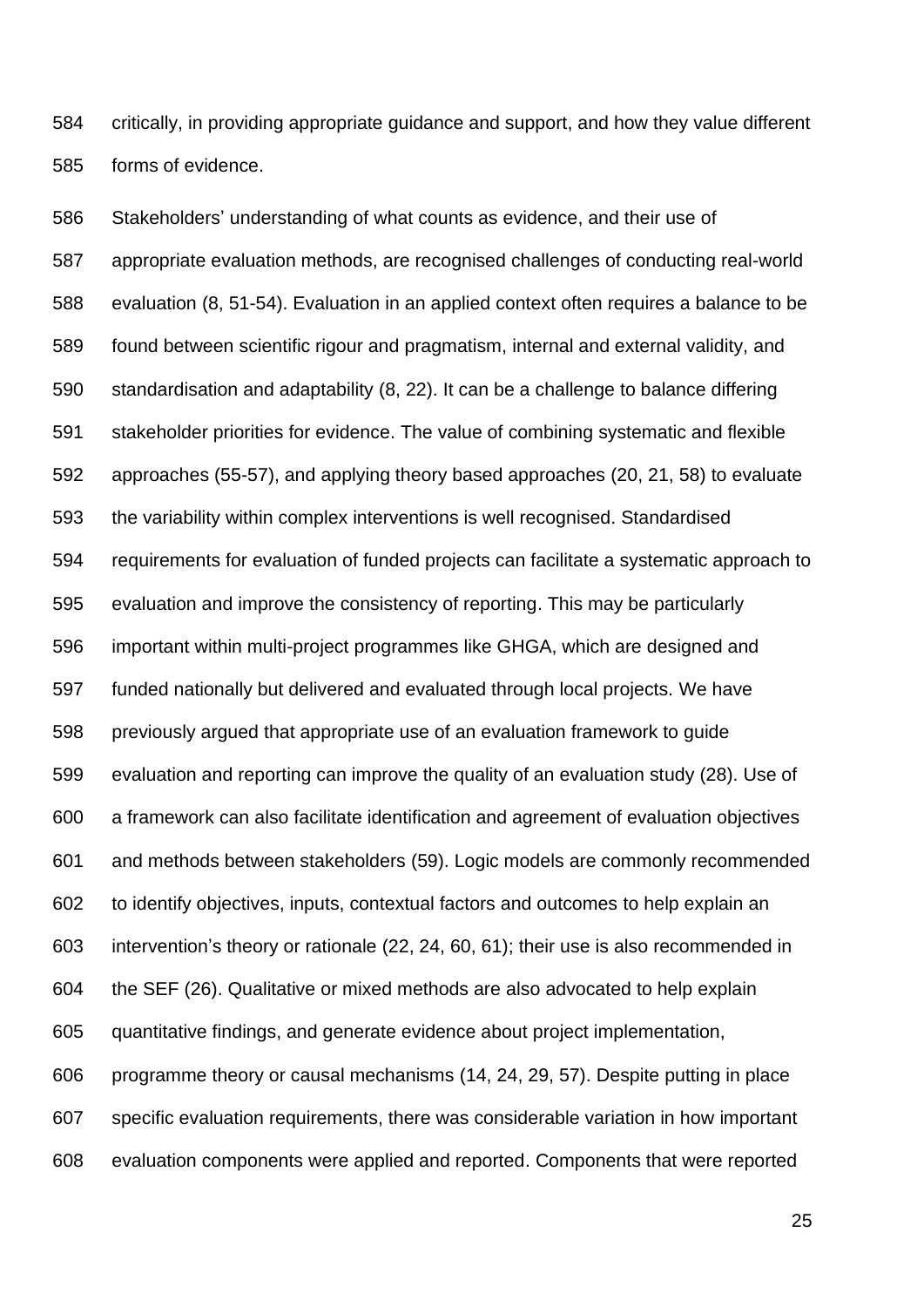critically, in providing appropriate guidance and support, and how they value different forms of evidence.

Stakeholders' understanding of what counts as evidence, and their use of appropriate evaluation methods, are recognised challenges of conducting real-world evaluation (8, 51-54). Evaluation in an applied context often requires a balance to be found between scientific rigour and pragmatism, internal and external validity, and standardisation and adaptability (8, 22). It can be a challenge to balance differing stakeholder priorities for evidence. The value of combining systematic and flexible approaches (55-57), and applying theory based approaches (20, 21, 58) to evaluate the variability within complex interventions is well recognised. Standardised requirements for evaluation of funded projects can facilitate a systematic approach to evaluation and improve the consistency of reporting. This may be particularly important within multi-project programmes like GHGA, which are designed and funded nationally but delivered and evaluated through local projects. We have previously argued that appropriate use of an evaluation framework to guide evaluation and reporting can improve the quality of an evaluation study (28). Use of a framework can also facilitate identification and agreement of evaluation objectives and methods between stakeholders (59). Logic models are commonly recommended to identify objectives, inputs, contextual factors and outcomes to help explain an intervention's theory or rationale (22, 24, 60, 61); their use is also recommended in the SEF (26). Qualitative or mixed methods are also advocated to help explain quantitative findings, and generate evidence about project implementation, programme theory or causal mechanisms (14, 24, 29, 57). Despite putting in place specific evaluation requirements, there was considerable variation in how important evaluation components were applied and reported. Components that were reported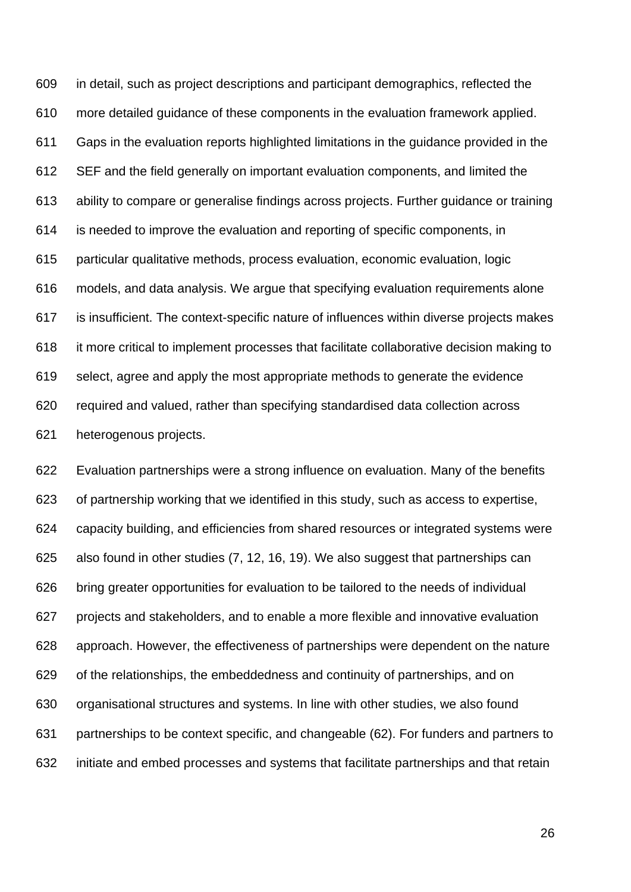in detail, such as project descriptions and participant demographics, reflected the more detailed guidance of these components in the evaluation framework applied. Gaps in the evaluation reports highlighted limitations in the guidance provided in the SEF and the field generally on important evaluation components, and limited the ability to compare or generalise findings across projects. Further guidance or training is needed to improve the evaluation and reporting of specific components, in particular qualitative methods, process evaluation, economic evaluation, logic models, and data analysis. We argue that specifying evaluation requirements alone is insufficient. The context-specific nature of influences within diverse projects makes it more critical to implement processes that facilitate collaborative decision making to select, agree and apply the most appropriate methods to generate the evidence required and valued, rather than specifying standardised data collection across heterogenous projects.

Evaluation partnerships were a strong influence on evaluation. Many of the benefits of partnership working that we identified in this study, such as access to expertise, capacity building, and efficiencies from shared resources or integrated systems were also found in other studies (7, 12, 16, 19). We also suggest that partnerships can bring greater opportunities for evaluation to be tailored to the needs of individual projects and stakeholders, and to enable a more flexible and innovative evaluation approach. However, the effectiveness of partnerships were dependent on the nature of the relationships, the embeddedness and continuity of partnerships, and on organisational structures and systems. In line with other studies, we also found partnerships to be context specific, and changeable (62). For funders and partners to initiate and embed processes and systems that facilitate partnerships and that retain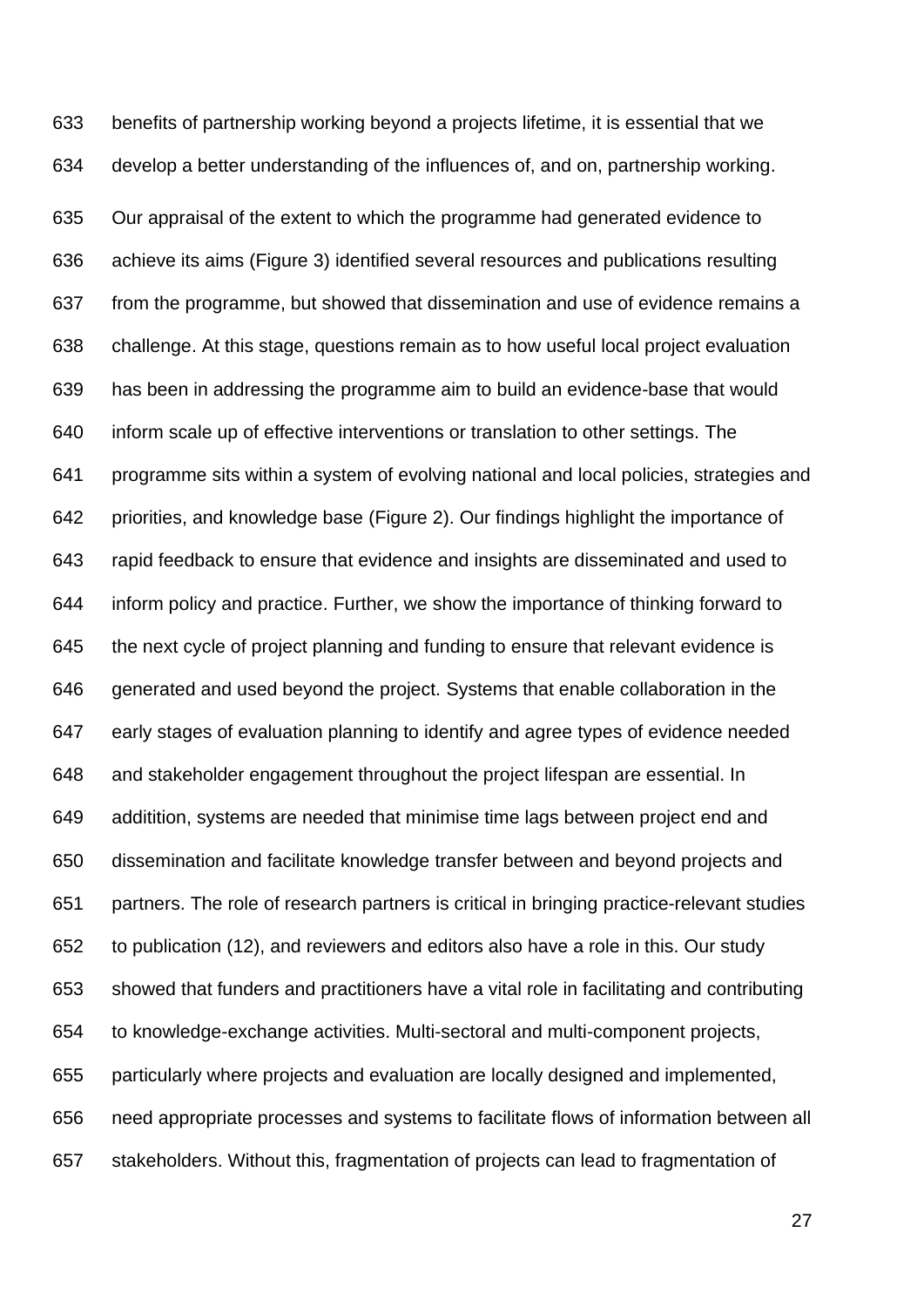benefits of partnership working beyond a projects lifetime, it is essential that we develop a better understanding of the influences of, and on, partnership working.

Our appraisal of the extent to which the programme had generated evidence to achieve its aims (Figure 3) identified several resources and publications resulting from the programme, but showed that dissemination and use of evidence remains a challenge. At this stage, questions remain as to how useful local project evaluation has been in addressing the programme aim to build an evidence-base that would inform scale up of effective interventions or translation to other settings. The programme sits within a system of evolving national and local policies, strategies and priorities, and knowledge base (Figure 2). Our findings highlight the importance of rapid feedback to ensure that evidence and insights are disseminated and used to inform policy and practice. Further, we show the importance of thinking forward to the next cycle of project planning and funding to ensure that relevant evidence is generated and used beyond the project. Systems that enable collaboration in the early stages of evaluation planning to identify and agree types of evidence needed and stakeholder engagement throughout the project lifespan are essential. In additition, systems are needed that minimise time lags between project end and dissemination and facilitate knowledge transfer between and beyond projects and partners. The role of research partners is critical in bringing practice-relevant studies to publication (12), and reviewers and editors also have a role in this. Our study showed that funders and practitioners have a vital role in facilitating and contributing to knowledge-exchange activities. Multi-sectoral and multi-component projects, particularly where projects and evaluation are locally designed and implemented, need appropriate processes and systems to facilitate flows of information between all stakeholders. Without this, fragmentation of projects can lead to fragmentation of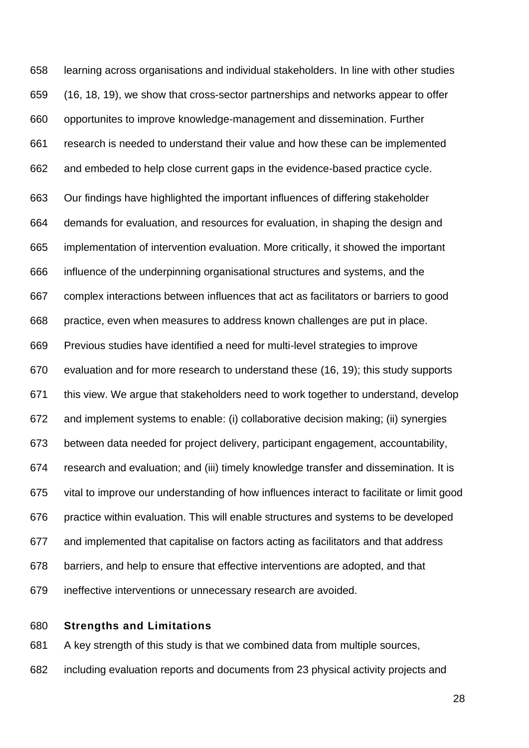learning across organisations and individual stakeholders. In line with other studies (16, 18, 19), we show that cross-sector partnerships and networks appear to offer opportunites to improve knowledge-management and dissemination. Further research is needed to understand their value and how these can be implemented and embeded to help close current gaps in the evidence-based practice cycle.

Our findings have highlighted the important influences of differing stakeholder demands for evaluation, and resources for evaluation, in shaping the design and implementation of intervention evaluation. More critically, it showed the important influence of the underpinning organisational structures and systems, and the complex interactions between influences that act as facilitators or barriers to good practice, even when measures to address known challenges are put in place. Previous studies have identified a need for multi-level strategies to improve evaluation and for more research to understand these (16, 19); this study supports this view. We argue that stakeholders need to work together to understand, develop and implement systems to enable: (i) collaborative decision making; (ii) synergies between data needed for project delivery, participant engagement, accountability, research and evaluation; and (iii) timely knowledge transfer and dissemination. It is vital to improve our understanding of how influences interact to facilitate or limit good practice within evaluation. This will enable structures and systems to be developed and implemented that capitalise on factors acting as facilitators and that address barriers, and help to ensure that effective interventions are adopted, and that ineffective interventions or unnecessary research are avoided.

**Strengths and Limitations**

A key strength of this study is that we combined data from multiple sources, including evaluation reports and documents from 23 physical activity projects and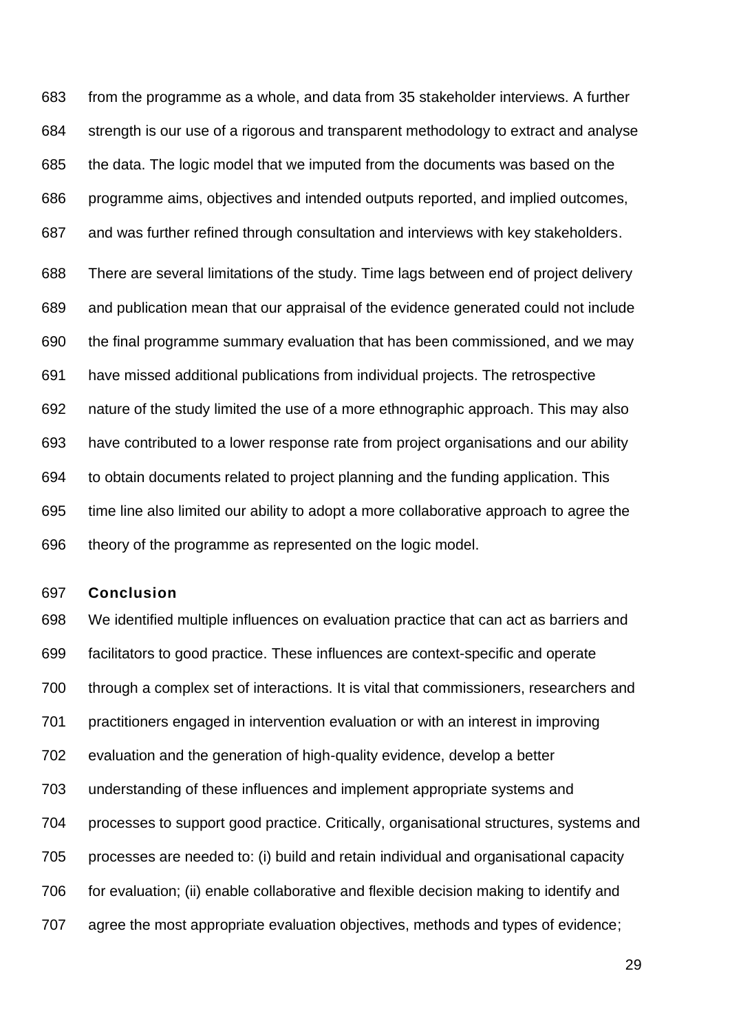from the programme as a whole, and data from 35 stakeholder interviews. A further strength is our use of a rigorous and transparent methodology to extract and analyse the data. The logic model that we imputed from the documents was based on the programme aims, objectives and intended outputs reported, and implied outcomes, and was further refined through consultation and interviews with key stakeholders.

There are several limitations of the study. Time lags between end of project delivery and publication mean that our appraisal of the evidence generated could not include the final programme summary evaluation that has been commissioned, and we may have missed additional publications from individual projects. The retrospective nature of the study limited the use of a more ethnographic approach. This may also have contributed to a lower response rate from project organisations and our ability to obtain documents related to project planning and the funding application. This time line also limited our ability to adopt a more collaborative approach to agree the theory of the programme as represented on the logic model.

## Conclusion

We identified multiple influences on evaluation practice that can act as barriers and facilitators to good practice. These influences are context-specific and operate through a complex set of interactions. It is vital that commissioners, researchers and practitioners engaged in intervention evaluation or with an interest in improving evaluation and the generation of high-quality evidence, develop a better understanding of these influences and implement appropriate systems and processes to support good practice. Critically, organisational structures, systems and processes are needed to: (i) build and retain individual and organisational capacity for evaluation; (ii) enable collaborative and flexible decision making to identify and agree the most appropriate evaluation objectives, methods and types of evidence;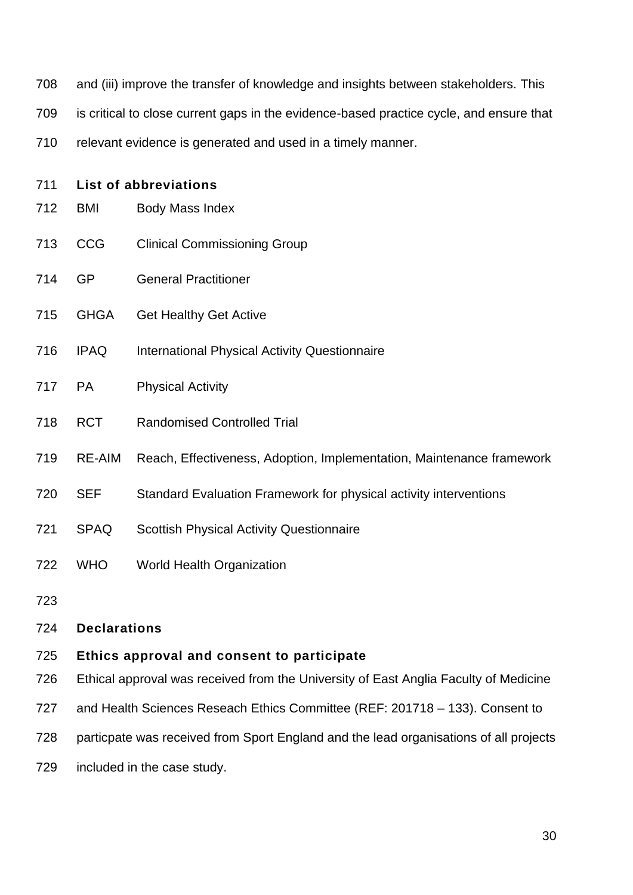and (iii) improve the transfer of knowledge and insights between stakeholders. This is critical to close current gaps in the evidence-based practice cycle, and ensure that relevant evidence is generated and used in a timely manner.

## List of abbreviations

| | |
|---|---|
| BMI | Body Mass Index |
| CCG | Clinical Commissioning Group |
| GP | General Practitioner |
| GHGA | Get Healthy Get Active |
| IPAQ | International Physical Activity Questionnaire |
| PA | Physical Activity |
| RCT | Randomised Controlled Trial |
| RE-AIM | Reach, Effectiveness, Adoption, Implementation, Maintenance framework |
| SEF | Standard Evaluation Framework for physical activity interventions |
| SPAQ | Scottish Physical Activity Questionnaire |
| WHO | World Health Organization |

## Declarations

### Ethics approval and consent to participate

Ethical approval was received from the University of East Anglia Faculty of Medicine and Health Sciences Reseach Ethics Committee (REF: 201718 – 133). Consent to particpate was received from Sport England and the lead organisations of all projects included in the case study.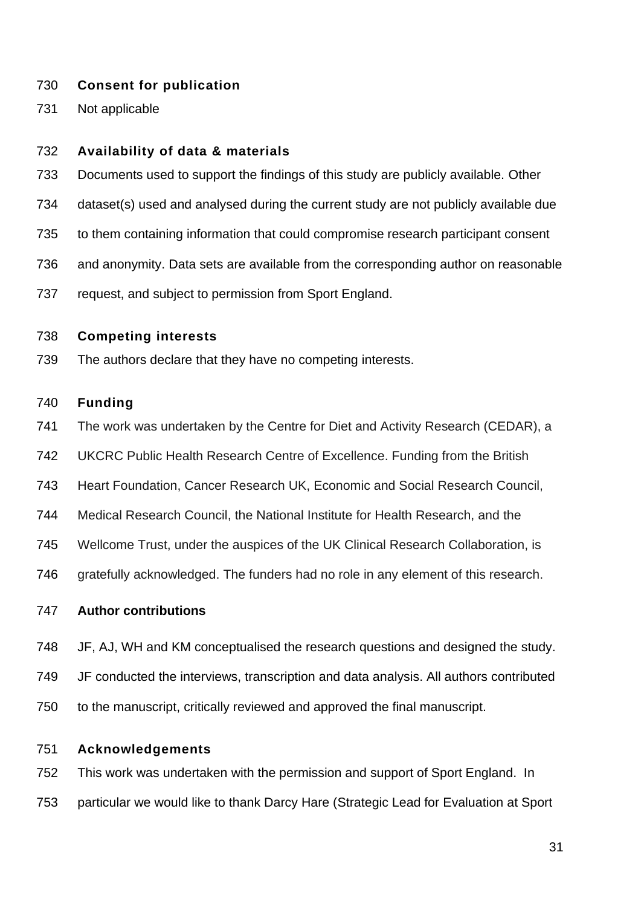## Consent for publication

Not applicable

## Availability of data & materials

Documents used to support the findings of this study are publicly available. Other dataset(s) used and analysed during the current study are not publicly available due to them containing information that could compromise research participant consent and anonymity. Data sets are available from the corresponding author on reasonable request, and subject to permission from Sport England.

## Competing interests

The authors declare that they have no competing interests.

## Funding

The work was undertaken by the Centre for Diet and Activity Research (CEDAR), a UKCRC Public Health Research Centre of Excellence. Funding from the British Heart Foundation, Cancer Research UK, Economic and Social Research Council, Medical Research Council, the National Institute for Health Research, and the Wellcome Trust, under the auspices of the UK Clinical Research Collaboration, is gratefully acknowledged. The funders had no role in any element of this research.

## Author contributions

JF, AJ, WH and KM conceptualised the research questions and designed the study. JF conducted the interviews, transcription and data analysis. All authors contributed to the manuscript, critically reviewed and approved the final manuscript.

## Acknowledgements

This work was undertaken with the permission and support of Sport England. In particular we would like to thank Darcy Hare (Strategic Lead for Evaluation at Sport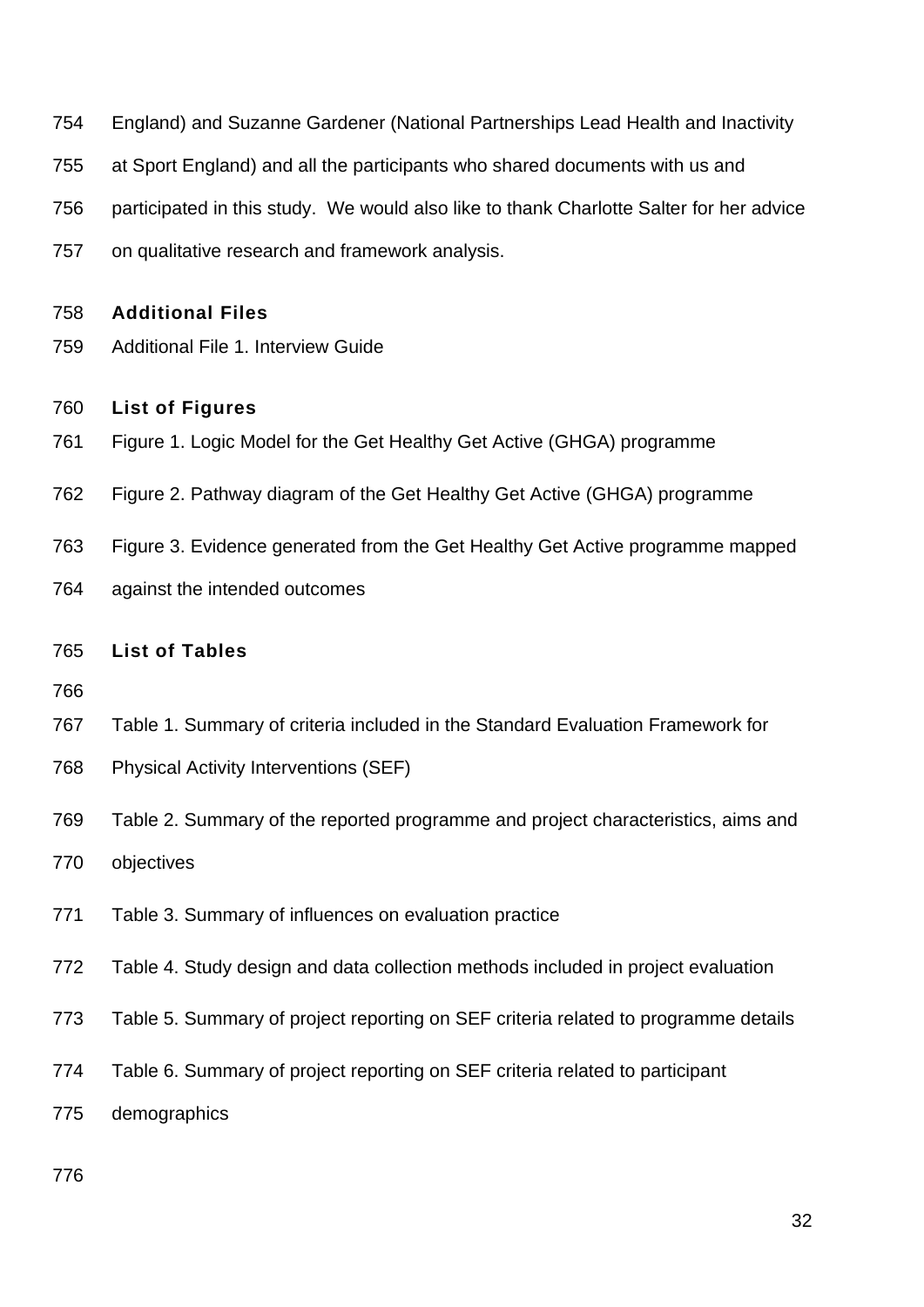England) and Suzanne Gardener (National Partnerships Lead Health and Inactivity at Sport England) and all the participants who shared documents with us and participated in this study. We would also like to thank Charlotte Salter for her advice on qualitative research and framework analysis.

## Additional Files

Additional File 1. Interview Guide

## List of Figures

Figure 1. Logic Model for the Get Healthy Get Active (GHGA) programme

Figure 2. Pathway diagram of the Get Healthy Get Active (GHGA) programme

Figure 3. Evidence generated from the Get Healthy Get Active programme mapped against the intended outcomes

## List of Tables

Table 1. Summary of criteria included in the Standard Evaluation Framework for Physical Activity Interventions (SEF)

Table 2. Summary of the reported programme and project characteristics, aims and objectives

Table 3. Summary of influences on evaluation practice

Table 4. Study design and data collection methods included in project evaluation

Table 5. Summary of project reporting on SEF criteria related to programme details

Table 6. Summary of project reporting on SEF criteria related to participant demographics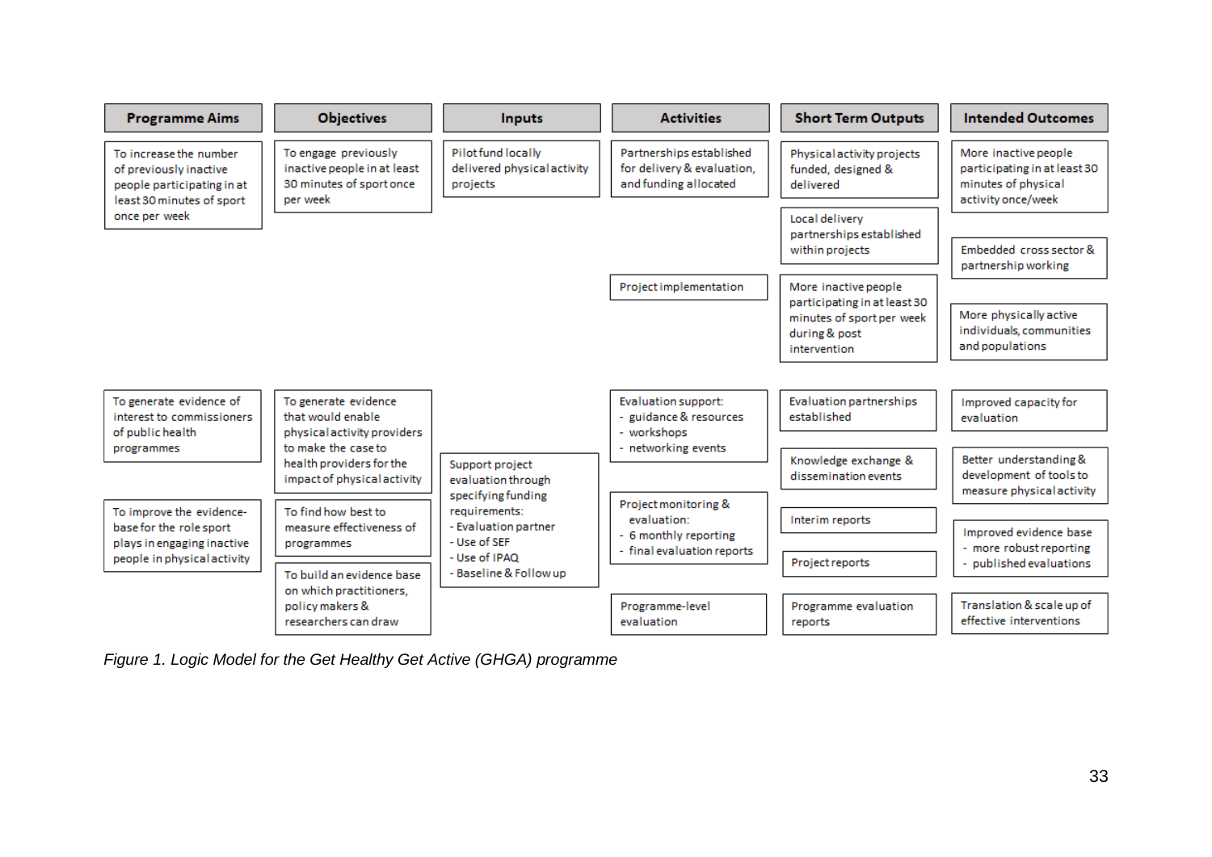| Programme Aims | Objectives | Inputs | Activities | Short Term Outputs | Intended Outcomes |
|---|---|---|---|---|---|
| To increase the number of previously inactive people participating in at least 30 minutes of sport once per week | To engage previously inactive people in at least 30 minutes of sport once per week | Pilot fund locally delivered physical activity projects | Partnerships established for delivery & evaluation, and funding allocated | Physical activity projects funded, designed & delivered | More inactive people participating in at least 30 minutes of physical activity once/week |
| | | | | Local delivery partnerships established within projects | Embedded cross sector & partnership working |
| | | | Project implementation | More inactive people participating in at least 30 minutes of sport per week during & post intervention | More physically active individuals, communities and populations |
| To generate evidence of interest to commissioners of public health programmes | To generate evidence that would enable physical activity providers to make the case to health providers for the impact of physical activity | Support project evaluation through specifying funding requirements:<br>- Evaluation partner<br>- Use of SEF<br>- Use of IPAQ<br>- Baseline & Follow up | Evaluation support:<br>- guidance & resources<br>- workshops<br>- networking events | Evaluation partnerships established | Improved capacity for evaluation |
| | | | | Knowledge exchange & dissemination events | Better understanding & development of tools to measure physical activity |
| To improve the evidence-base for the role sport plays in engaging inactive people in physical activity | To find how best to measure effectiveness of programmes | | Project monitoring & evaluation:<br>- 6 monthly reporting<br>- final evaluation reports | Interim reports | Improved evidence base<br>- more robust reporting<br>- published evaluations |
| | | | | Project reports | |
| | To build an evidence base on which practitioners, policy makers & researchers can draw | | Programme-level evaluation | Programme evaluation reports | Translation & scale up of effective interventions |

*Figure 1. Logic Model for the Get Healthy Get Active (GHGA) programme*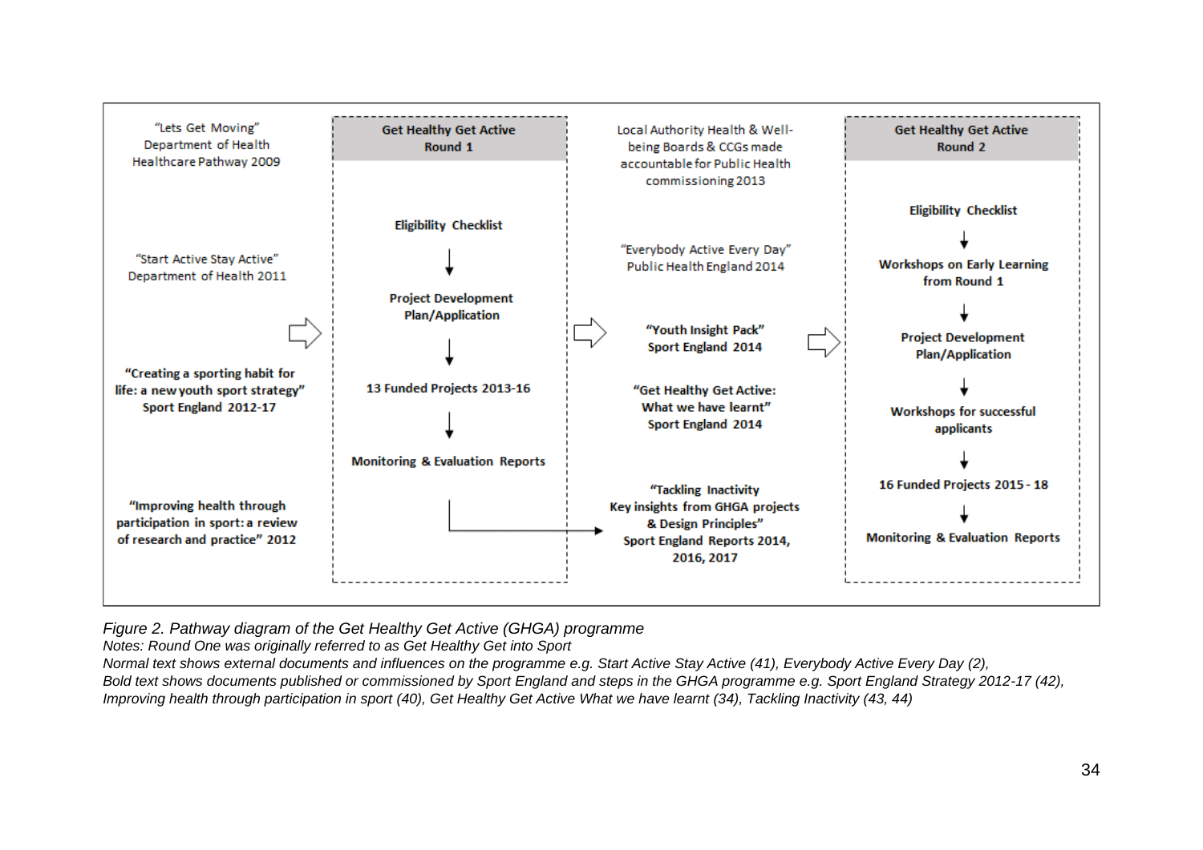"Lets Get Moving"
Department of Health
Healthcare Pathway 2009

"Start Active Stay Active"
Department of Health 2011

**"Creating a sporting habit for life: a new youth sport strategy"**
**Sport England 2012-17**

**"Improving health through participation in sport: a review of research and practice" 2012**

**Get Healthy Get Active**
**Round 1**

**Eligibility Checklist**

↓

**Project Development Plan/Application**

↓

**13 Funded Projects 2013-16**

↓

**Monitoring & Evaluation Reports**

Local Authority Health & Well-being Boards & CCGs made accountable for Public Health commissioning 2013

"Everybody Active Every Day"
Public Health England 2014

**"Youth Insight Pack"**
**Sport England 2014**

**"Get Healthy Get Active: What we have learnt"**
**Sport England 2014**

**"Tackling Inactivity**
**Key insights from GHGA projects & Design Principles"**
**Sport England Reports 2014, 2016, 2017**

**Get Healthy Get Active**
**Round 2**

**Eligibility Checklist**

↓

**Workshops on Early Learning from Round 1**

↓

**Project Development Plan/Application**

↓

**Workshops for successful applicants**

↓

**16 Funded Projects 2015 - 18**

↓

**Monitoring & Evaluation Reports**

*Figure 2. Pathway diagram of the Get Healthy Get Active (GHGA) programme*
*Notes: Round One was originally referred to as Get Healthy Get into Sport*
*Normal text shows external documents and influences on the programme e.g. Start Active Stay Active (41), Everybody Active Every Day (2),*
*Bold text shows documents published or commissioned by Sport England and steps in the GHGA programme e.g. Sport England Strategy 2012-17 (42), Improving health through participation in sport (40), Get Healthy Get Active What we have learnt (34), Tackling Inactivity (43, 44)*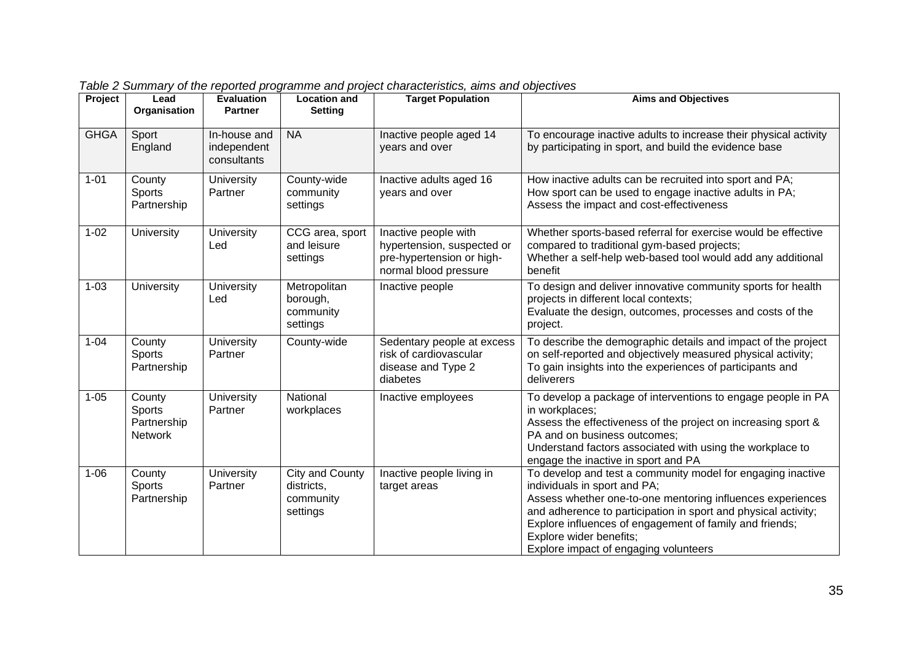*Table 2 Summary of the reported programme and project characteristics, aims and objectives*

| Project | Lead Organisation | Evaluation Partner | Location and Setting | Target Population | Aims and Objectives |
|---|---|---|---|---|---|
| GHGA | Sport England | In-house and independent consultants | NA | Inactive people aged 14 years and over | To encourage inactive adults to increase their physical activity by participating in sport, and build the evidence base |
| 1-01 | County Sports Partnership | University Partner | County-wide community settings | Inactive adults aged 16 years and over | How inactive adults can be recruited into sport and PA;<br>How sport can be used to engage inactive adults in PA;<br>Assess the impact and cost-effectiveness |
| 1-02 | University | University Led | CCG area, sport and leisure settings | Inactive people with hypertension, suspected or pre-hypertension or high-normal blood pressure | Whether sports-based referral for exercise would be effective compared to traditional gym-based projects;<br>Whether a self-help web-based tool would add any additional benefit |
| 1-03 | University | University Led | Metropolitan borough, community settings | Inactive people | To design and deliver innovative community sports for health projects in different local contexts;<br>Evaluate the design, outcomes, processes and costs of the project. |
| 1-04 | County Sports Partnership | University Partner | County-wide | Sedentary people at excess risk of cardiovascular disease and Type 2 diabetes | To describe the demographic details and impact of the project on self-reported and objectively measured physical activity;<br>To gain insights into the experiences of participants and deliverers |
| 1-05 | County Sports Partnership Network | University Partner | National workplaces | Inactive employees | To develop a package of interventions to engage people in PA in workplaces;<br>Assess the effectiveness of the project on increasing sport & PA and on business outcomes;<br>Understand factors associated with using the workplace to engage the inactive in sport and PA |
| 1-06 | County Sports Partnership | University Partner | City and County districts, community settings | Inactive people living in target areas | To develop and test a community model for engaging inactive individuals in sport and PA;<br>Assess whether one-to-one mentoring influences experiences and adherence to participation in sport and physical activity;<br>Explore influences of engagement of family and friends;<br>Explore wider benefits;<br>Explore impact of engaging volunteers |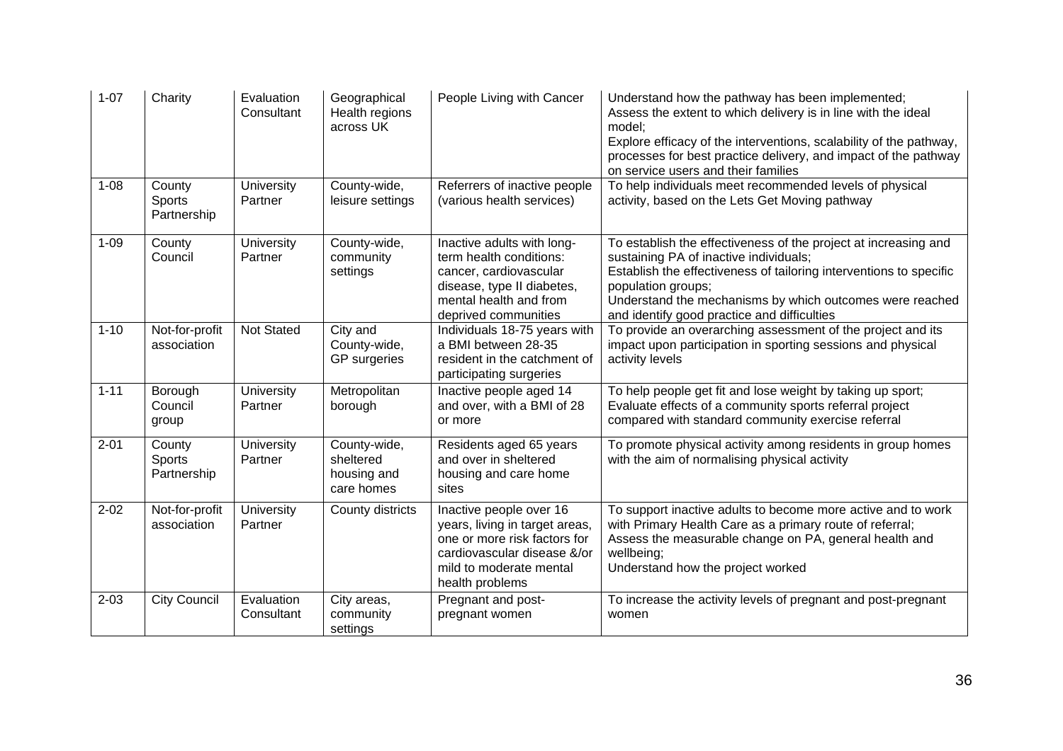| 1-07 | Charity | Evaluation Consultant | Geographical Health regions across UK | People Living with Cancer | Understand how the pathway has been implemented;<br>Assess the extent to which delivery is in line with the ideal model;<br>Explore efficacy of the interventions, scalability of the pathway, processes for best practice delivery, and impact of the pathway on service users and their families |
|---|---|---|---|---|---|
| 1-08 | County Sports Partnership | University Partner | County-wide, leisure settings | Referrers of inactive people (various health services) | To help individuals meet recommended levels of physical activity, based on the Lets Get Moving pathway |
| 1-09 | County Council | University Partner | County-wide, community settings | Inactive adults with long-term health conditions: cancer, cardiovascular disease, type II diabetes, mental health and from deprived communities | To establish the effectiveness of the project at increasing and sustaining PA of inactive individuals;<br>Establish the effectiveness of tailoring interventions to specific population groups;<br>Understand the mechanisms by which outcomes were reached and identify good practice and difficulties |
| 1-10 | Not-for-profit association | Not Stated | City and County-wide, GP surgeries | Individuals 18-75 years with a BMI between 28-35 resident in the catchment of participating surgeries | To provide an overarching assessment of the project and its impact upon participation in sporting sessions and physical activity levels |
| 1-11 | Borough Council group | University Partner | Metropolitan borough | Inactive people aged 14 and over, with a BMI of 28 or more | To help people get fit and lose weight by taking up sport;<br>Evaluate effects of a community sports referral project compared with standard community exercise referral |
| 2-01 | County Sports Partnership | University Partner | County-wide, sheltered housing and care homes | Residents aged 65 years and over in sheltered housing and care home sites | To promote physical activity among residents in group homes with the aim of normalising physical activity |
| 2-02 | Not-for-profit association | University Partner | County districts | Inactive people over 16 years, living in target areas, one or more risk factors for cardiovascular disease &/or mild to moderate mental health problems | To support inactive adults to become more active and to work with Primary Health Care as a primary route of referral;<br>Assess the measurable change on PA, general health and wellbeing;<br>Understand how the project worked |
| 2-03 | City Council | Evaluation Consultant | City areas, community settings | Pregnant and post-pregnant women | To increase the activity levels of pregnant and post-pregnant women |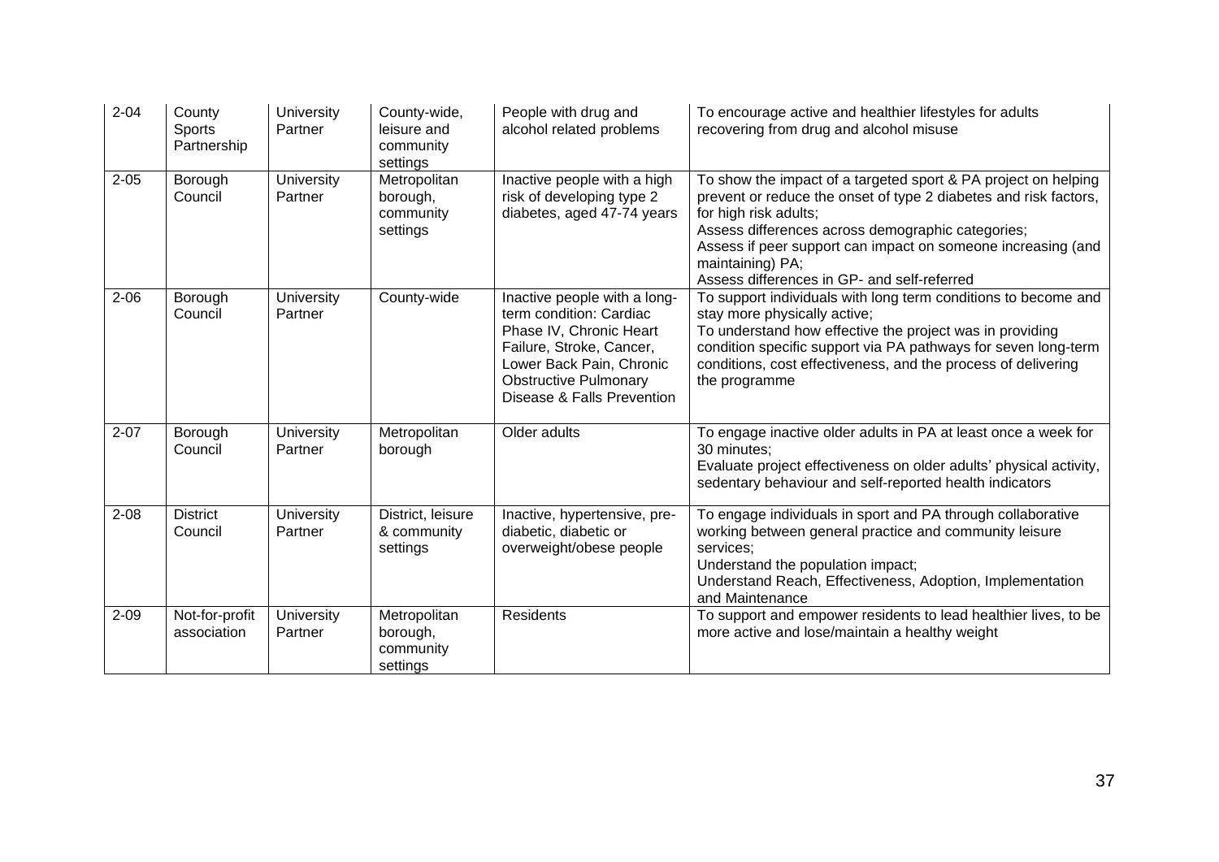| 2-04 | County Sports Partnership | University Partner | County-wide, leisure and community settings | People with drug and alcohol related problems | To encourage active and healthier lifestyles for adults recovering from drug and alcohol misuse |
|---|---|---|---|---|---|
| 2-05 | Borough Council | University Partner | Metropolitan borough, community settings | Inactive people with a high risk of developing type 2 diabetes, aged 47-74 years | To show the impact of a targeted sport & PA project on helping prevent or reduce the onset of type 2 diabetes and risk factors, for high risk adults;<br>Assess differences across demographic categories;<br>Assess if peer support can impact on someone increasing (and maintaining) PA;<br>Assess differences in GP- and self-referred |
| 2-06 | Borough Council | University Partner | County-wide | Inactive people with a long-term condition: Cardiac Phase IV, Chronic Heart Failure, Stroke, Cancer, Lower Back Pain, Chronic Obstructive Pulmonary Disease & Falls Prevention | To support individuals with long term conditions to become and stay more physically active;<br>To understand how effective the project was in providing condition specific support via PA pathways for seven long-term conditions, cost effectiveness, and the process of delivering the programme |
| 2-07 | Borough Council | University Partner | Metropolitan borough | Older adults | To engage inactive older adults in PA at least once a week for 30 minutes;<br>Evaluate project effectiveness on older adults' physical activity, sedentary behaviour and self-reported health indicators |
| 2-08 | District Council | University Partner | District, leisure & community settings | Inactive, hypertensive, pre-diabetic, diabetic or overweight/obese people | To engage individuals in sport and PA through collaborative working between general practice and community leisure services;<br>Understand the population impact;<br>Understand Reach, Effectiveness, Adoption, Implementation and Maintenance |
| 2-09 | Not-for-profit association | University Partner | Metropolitan borough, community settings | Residents | To support and empower residents to lead healthier lives, to be more active and lose/maintain a healthy weight |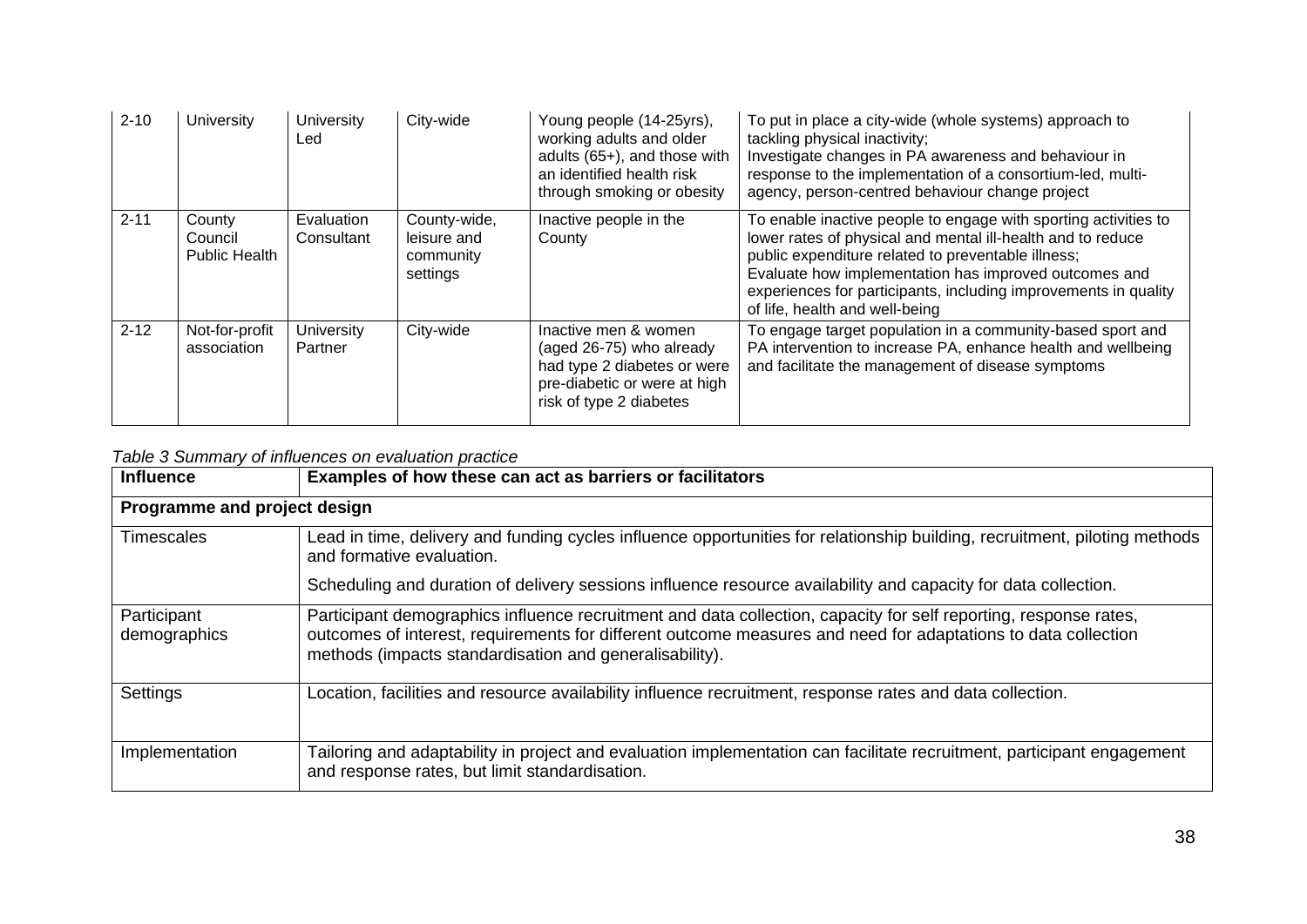| 2-10 | University | University Led | City-wide | Young people (14-25yrs), working adults and older adults (65+), and those with an identified health risk through smoking or obesity | To put in place a city-wide (whole systems) approach to tackling physical inactivity; Investigate changes in PA awareness and behaviour in response to the implementation of a consortium-led, multi-agency, person-centred behaviour change project |
|---|---|---|---|---|---|
| 2-11 | County Council Public Health | Evaluation Consultant | County-wide, leisure and community settings | Inactive people in the County | To enable inactive people to engage with sporting activities to lower rates of physical and mental ill-health and to reduce public expenditure related to preventable illness; Evaluate how implementation has improved outcomes and experiences for participants, including improvements in quality of life, health and well-being |
| 2-12 | Not-for-profit association | University Partner | City-wide | Inactive men & women (aged 26-75) who already had type 2 diabetes or were pre-diabetic or were at high risk of type 2 diabetes | To engage target population in a community-based sport and PA intervention to increase PA, enhance health and wellbeing and facilitate the management of disease symptoms |

*Table 3 Summary of influences on evaluation practice*

| Influence | Examples of how these can act as barriers or facilitators |
|---|---|
| **Programme and project design** | |
| Timescales | Lead in time, delivery and funding cycles influence opportunities for relationship building, recruitment, piloting methods and formative evaluation. Scheduling and duration of delivery sessions influence resource availability and capacity for data collection. |
| Participant demographics | Participant demographics influence recruitment and data collection, capacity for self reporting, response rates, outcomes of interest, requirements for different outcome measures and need for adaptations to data collection methods (impacts standardisation and generalisability). |
| Settings | Location, facilities and resource availability influence recruitment, response rates and data collection. |
| Implementation | Tailoring and adaptability in project and evaluation implementation can facilitate recruitment, participant engagement and response rates, but limit standardisation. |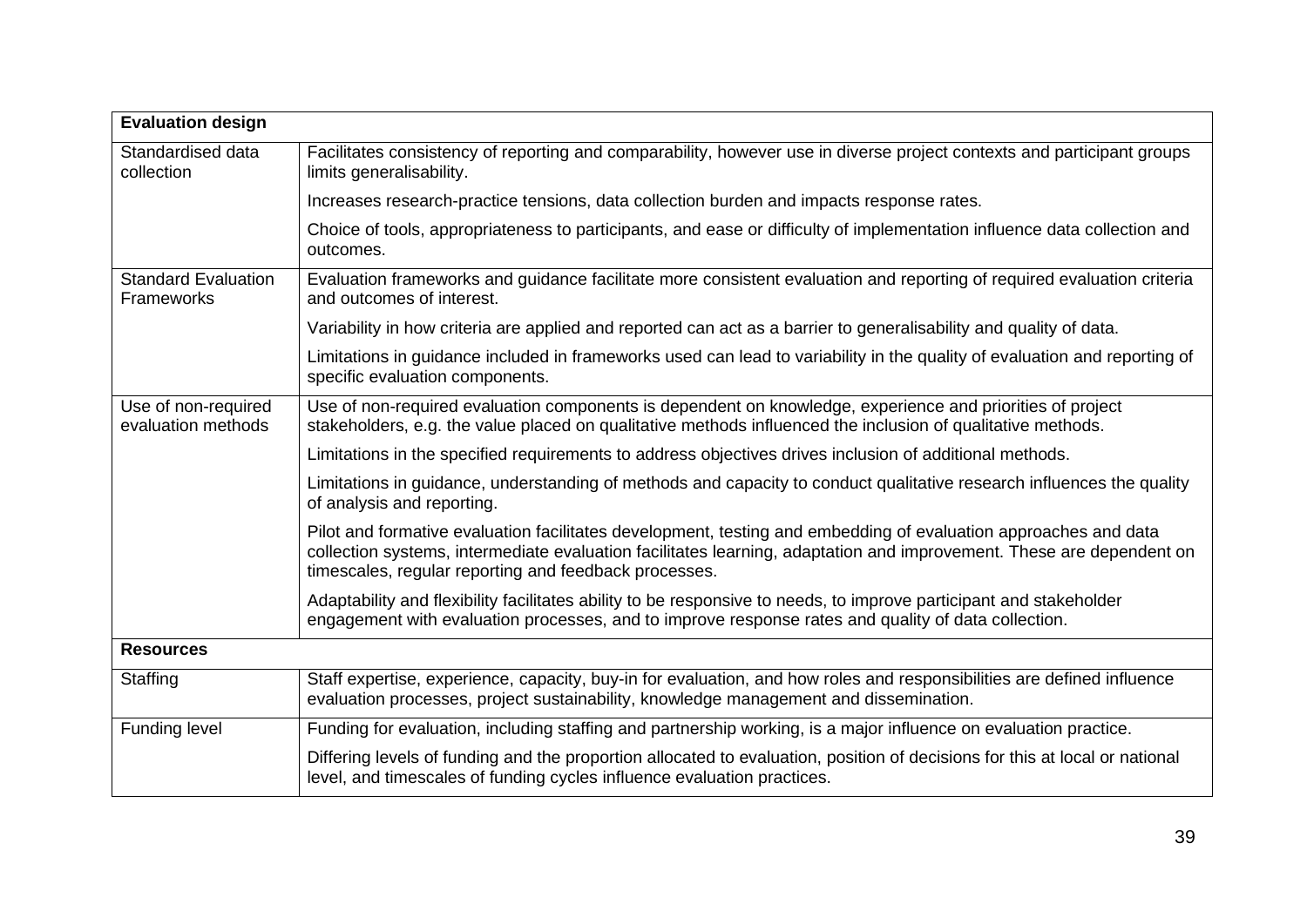| Evaluation design | |
|---|---|
| Standardised data collection | Facilitates consistency of reporting and comparability, however use in diverse project contexts and participant groups limits generalisability. |
| | Increases research-practice tensions, data collection burden and impacts response rates. |
| | Choice of tools, appropriateness to participants, and ease or difficulty of implementation influence data collection and outcomes. |
| Standard Evaluation Frameworks | Evaluation frameworks and guidance facilitate more consistent evaluation and reporting of required evaluation criteria and outcomes of interest. |
| | Variability in how criteria are applied and reported can act as a barrier to generalisability and quality of data. |
| | Limitations in guidance included in frameworks used can lead to variability in the quality of evaluation and reporting of specific evaluation components. |
| Use of non-required evaluation methods | Use of non-required evaluation components is dependent on knowledge, experience and priorities of project stakeholders, e.g. the value placed on qualitative methods influenced the inclusion of qualitative methods. |
| | Limitations in the specified requirements to address objectives drives inclusion of additional methods. |
| | Limitations in guidance, understanding of methods and capacity to conduct qualitative research influences the quality of analysis and reporting. |
| | Pilot and formative evaluation facilitates development, testing and embedding of evaluation approaches and data collection systems, intermediate evaluation facilitates learning, adaptation and improvement. These are dependent on timescales, regular reporting and feedback processes. |
| | Adaptability and flexibility facilitates ability to be responsive to needs, to improve participant and stakeholder engagement with evaluation processes, and to improve response rates and quality of data collection. |
| **Resources** | |
| Staffing | Staff expertise, experience, capacity, buy-in for evaluation, and how roles and responsibilities are defined influence evaluation processes, project sustainability, knowledge management and dissemination. |
| Funding level | Funding for evaluation, including staffing and partnership working, is a major influence on evaluation practice. |
| | Differing levels of funding and the proportion allocated to evaluation, position of decisions for this at local or national level, and timescales of funding cycles influence evaluation practices. |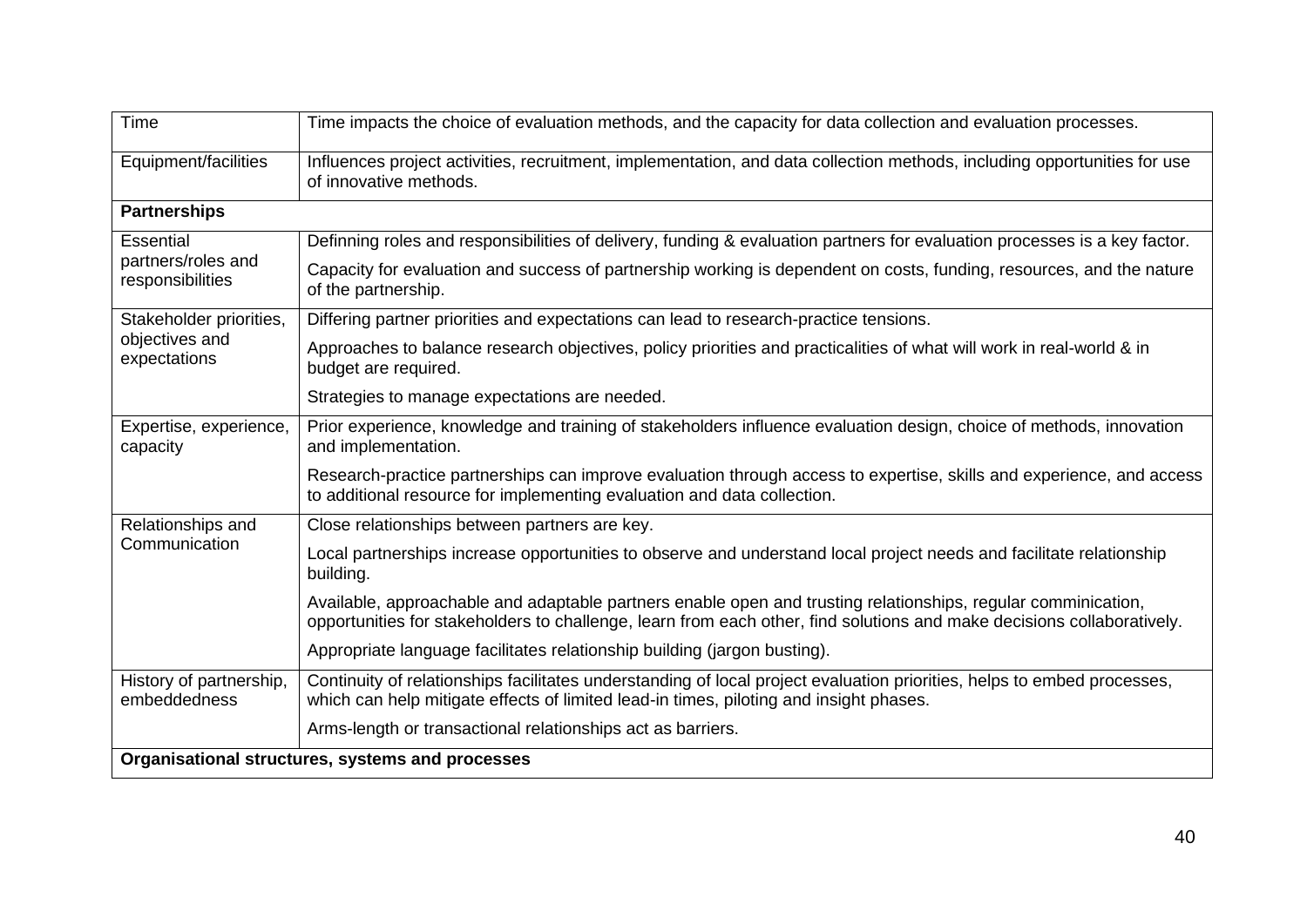| Time | Time impacts the choice of evaluation methods, and the capacity for data collection and evaluation processes. |
|---|---|
| Equipment/facilities | Influences project activities, recruitment, implementation, and data collection methods, including opportunities for use of innovative methods. |
| **Partnerships** | |
| Essential partners/roles and responsibilities | Definning roles and responsibilities of delivery, funding & evaluation partners for evaluation processes is a key factor. |
| | Capacity for evaluation and success of partnership working is dependent on costs, funding, resources, and the nature of the partnership. |
| Stakeholder priorities, objectives and expectations | Differing partner priorities and expectations can lead to research-practice tensions. |
| | Approaches to balance research objectives, policy priorities and practicalities of what will work in real-world & in budget are required. |
| | Strategies to manage expectations are needed. |
| Expertise, experience, capacity | Prior experience, knowledge and training of stakeholders influence evaluation design, choice of methods, innovation and implementation. |
| | Research-practice partnerships can improve evaluation through access to expertise, skills and experience, and access to additional resource for implementing evaluation and data collection. |
| Relationships and Communication | Close relationships between partners are key. |
| | Local partnerships increase opportunities to observe and understand local project needs and facilitate relationship building. |
| | Available, approachable and adaptable partners enable open and trusting relationships, regular comminication, opportunities for stakeholders to challenge, learn from each other, find solutions and make decisions collaboratively. |
| | Appropriate language facilitates relationship building (jargon busting). |
| History of partnership, embeddedness | Continuity of relationships facilitates understanding of local project evaluation priorities, helps to embed processes, which can help mitigate effects of limited lead-in times, piloting and insight phases. |
| | Arms-length or transactional relationships act as barriers. |
| **Organisational structures, systems and processes** | |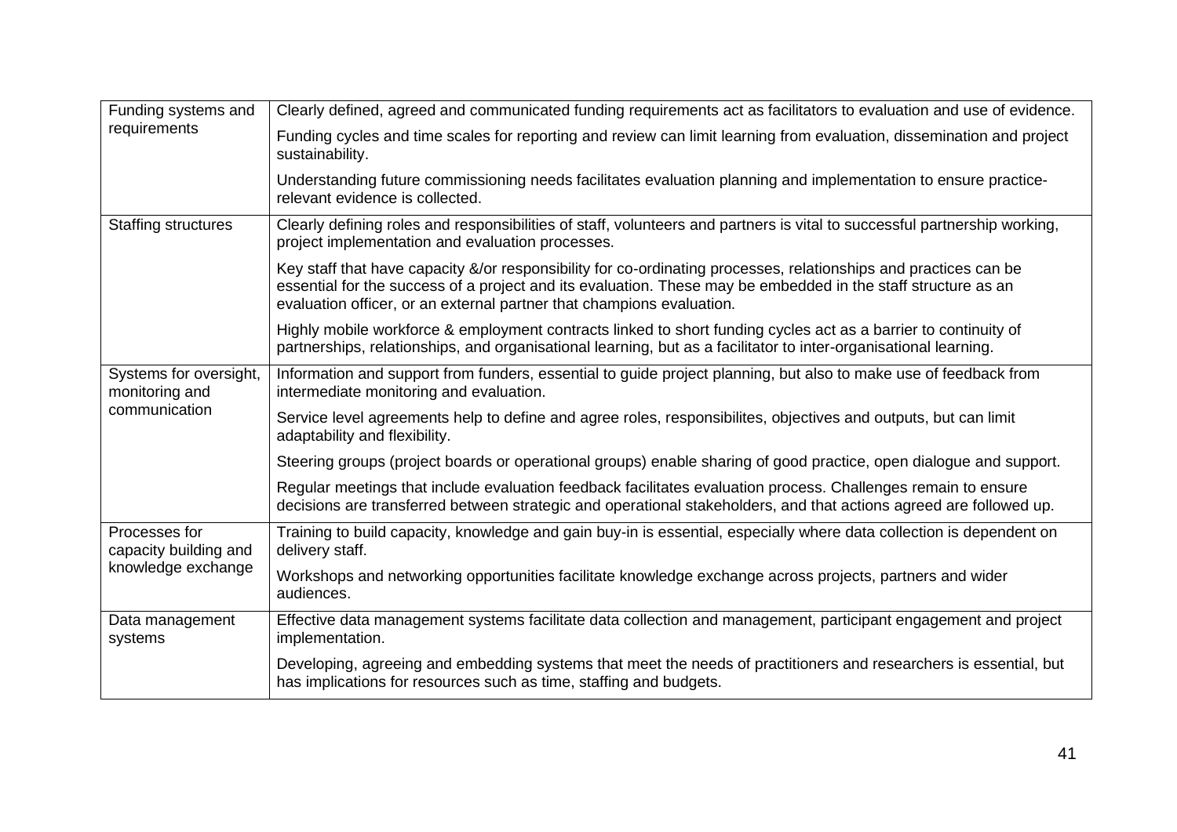| | |
|---|---|
| Funding systems and requirements | Clearly defined, agreed and communicated funding requirements act as facilitators to evaluation and use of evidence. |
| | Funding cycles and time scales for reporting and review can limit learning from evaluation, dissemination and project sustainability. |
| | Understanding future commissioning needs facilitates evaluation planning and implementation to ensure practice-relevant evidence is collected. |
| Staffing structures | Clearly defining roles and responsibilities of staff, volunteers and partners is vital to successful partnership working, project implementation and evaluation processes. |
| | Key staff that have capacity &/or responsibility for co-ordinating processes, relationships and practices can be essential for the success of a project and its evaluation. These may be embedded in the staff structure as an evaluation officer, or an external partner that champions evaluation. |
| | Highly mobile workforce & employment contracts linked to short funding cycles act as a barrier to continuity of partnerships, relationships, and organisational learning, but as a facilitator to inter-organisational learning. |
| Systems for oversight, monitoring and communication | Information and support from funders, essential to guide project planning, but also to make use of feedback from intermediate monitoring and evaluation. |
| | Service level agreements help to define and agree roles, responsibilites, objectives and outputs, but can limit adaptability and flexibility. |
| | Steering groups (project boards or operational groups) enable sharing of good practice, open dialogue and support. |
| | Regular meetings that include evaluation feedback facilitates evaluation process. Challenges remain to ensure decisions are transferred between strategic and operational stakeholders, and that actions agreed are followed up. |
| Processes for capacity building and knowledge exchange | Training to build capacity, knowledge and gain buy-in is essential, especially where data collection is dependent on delivery staff. |
| | Workshops and networking opportunities facilitate knowledge exchange across projects, partners and wider audiences. |
| Data management systems | Effective data management systems facilitate data collection and management, participant engagement and project implementation. |
| | Developing, agreeing and embedding systems that meet the needs of practitioners and researchers is essential, but has implications for resources such as time, staffing and budgets. |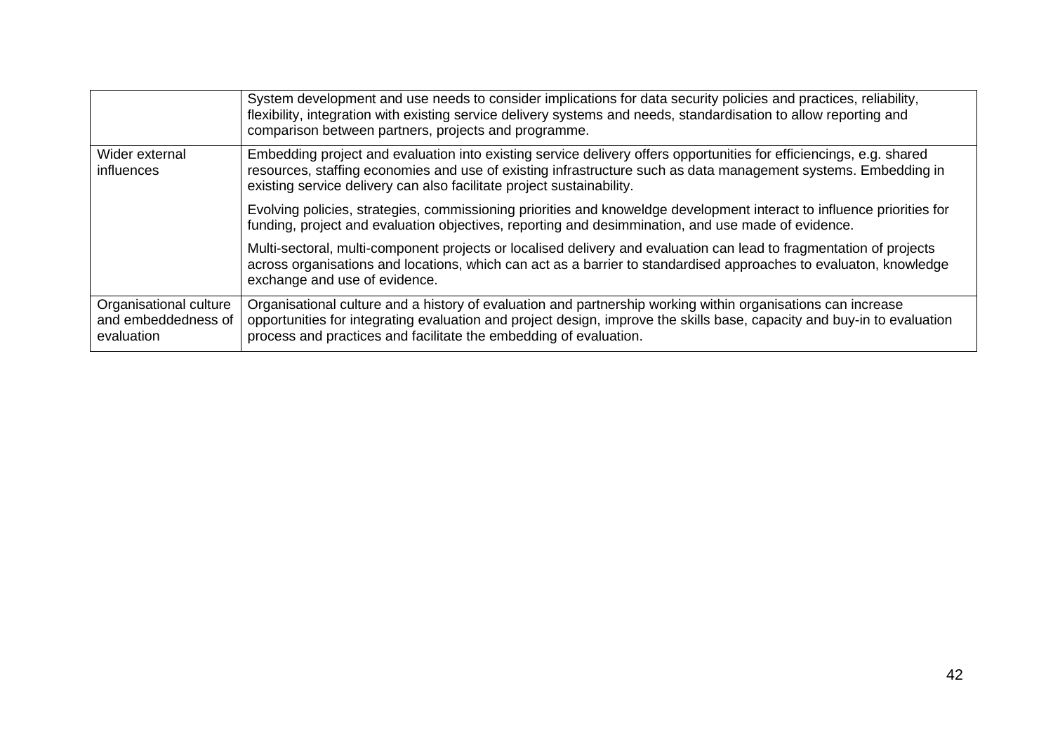| | |
|---|---|
| | System development and use needs to consider implications for data security policies and practices, reliability, flexibility, integration with existing service delivery systems and needs, standardisation to allow reporting and comparison between partners, projects and programme. |
| Wider external influences | Embedding project and evaluation into existing service delivery offers opportunities for efficiencings, e.g. shared resources, staffing economies and use of existing infrastructure such as data management systems. Embedding in existing service delivery can also facilitate project sustainability. |
| | Evolving policies, strategies, commissioning priorities and knoweldge development interact to influence priorities for funding, project and evaluation objectives, reporting and desimmination, and use made of evidence. |
| | Multi-sectoral, multi-component projects or localised delivery and evaluation can lead to fragmentation of projects across organisations and locations, which can act as a barrier to standardised approaches to evaluaton, knowledge exchange and use of evidence. |
| Organisational culture and embeddedness of evaluation | Organisational culture and a history of evaluation and partnership working within organisations can increase opportunities for integrating evaluation and project design, improve the skills base, capacity and buy-in to evaluation process and practices and facilitate the embedding of evaluation. |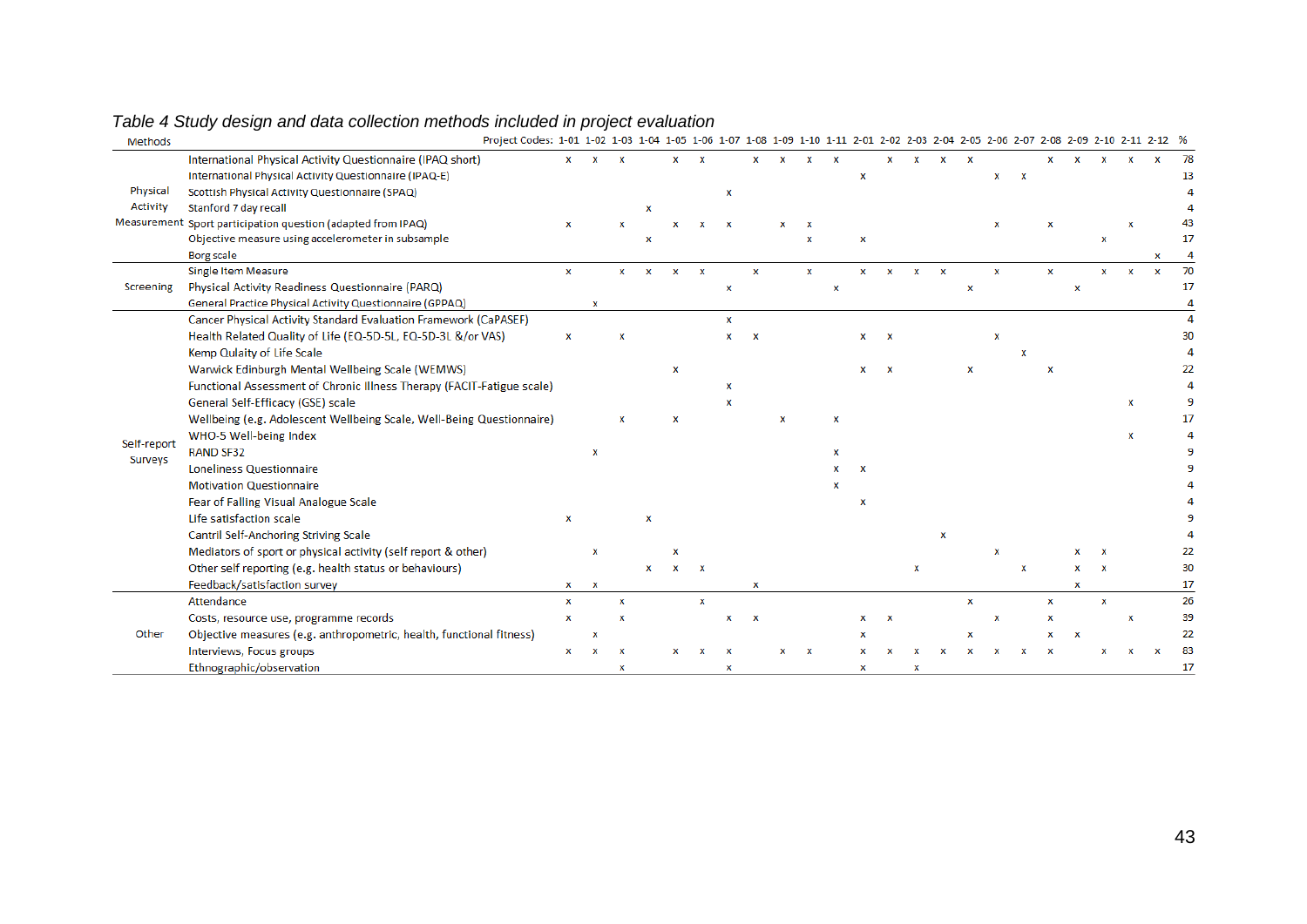*Table 4 Study design and data collection methods included in project evaluation*

| Methods | Project Codes: | 1-01 | 1-02 | 1-03 | 1-04 | 1-05 | 1-06 | 1-07 | 1-08 | 1-09 | 1-10 | 1-11 | 2-01 | 2-02 | 2-03 | 2-04 | 2-05 | 2-06 | 2-07 | 2-08 | 2-09 | 2-10 | 2-11 | 2-12 | % |
|---|---|---|---|---|---|---|---|---|---|---|---|---|---|---|---|---|---|---|---|---|---|---|---|---|---|
| Physical Activity Measurement | International Physical Activity Questionnaire (IPAQ short) | x | x | x | | x | x | | x | x | x | x | | x | x | x | x | | | x | x | x | x | x | 78 |
| | International Physical Activity Questionnaire (IPAQ-E) | | | | | | | | | | | | x | | | | | x | x | | | | | | 13 |
| | Scottish Physical Activity Questionnaire (SPAQ) | | | | | | | x | | | | | | | | | | | | | | | | | 4 |
| | Stanford 7 day recall | | | | x | | | | | | | | | | | | | | | | | | | | 4 |
| | Sport participation question (adapted from IPAQ) | x | | x | | x | x | x | | x | x | | | | | | | x | | x | | | x | | 43 |
| | Objective measure using accelerometer in subsample | | | | x | | | | | | x | | x | | | | | | | | | x | | | 17 |
| | Borg scale | | | | | | | | | | | | | | | | | | | | | | | x | 4 |
| Screening | Single Item Measure | x | | x | x | x | x | | x | | x | | x | x | x | x | | x | | x | | x | x | x | 70 |
| | Physical Activity Readiness Questionnaire (PARQ) | | | | | | | x | | | | x | | | | | x | | | | x | | | | 17 |
| | General Practice Physical Activity Questionnaire (GPPAQ) | | x | | | | | | | | | | | | | | | | | | | | | | 4 |
| Self-report Surveys | Cancer Physical Activity Standard Evaluation Framework (CaPASEF) | | | | | | | x | | | | | | | | | | | | | | | | | 4 |
| | Health Related Quality of Life (EQ-5D-5L, EQ-5D-3L &/or VAS) | x | | x | | | | x | x | | | | x | x | | | | x | | | | | | | 30 |
| | Kemp Qulaity of Life Scale | | | | | | | | | | | | | | | | | | x | | | | | | 4 |
| | Warwick Edinburgh Mental Wellbeing Scale (WEMWS) | | | | | x | | | | | | | x | x | | | x | | | x | | | | | 22 |
| | Functional Assessment of Chronic Illness Therapy (FACIT-Fatigue scale) | | | | | | | x | | | | | | | | | | | | | | | | | 4 |
| | General Self-Efficacy (GSE) scale | | | | | | | x | | | | | | | | | | | | | | | x | | 9 |
| | Wellbeing (e.g. Adolescent Wellbeing Scale, Well-Being Questionnaire) | | | x | | x | | | | x | | x | | | | | | | | | | | | | 17 |
| | WHO-5 Well-being Index | | | | | | | | | | | | | | | | | | | | | | x | | 4 |
| | RAND SF32 | | x | | | | | | | | | x | | | | | | | | | | | | | 9 |
| | Loneliness Questionnaire | | | | | | | | | | | x | x | | | | | | | | | | | | 9 |
| | Motivation Questionnaire | | | | | | | | | | | x | | | | | | | | | | | | | 4 |
| | Fear of Falling Visual Analogue Scale | | | | | | | | | | | | x | | | | | | | | | | | | 4 |
| | Life satisfaction scale | x | | | x | | | | | | | | | | | | | | | | | | | | 9 |
| | Cantril Self-Anchoring Striving Scale | | | | | | | | | | | | | | | x | | | | | | | | | 4 |
| | Mediators of sport or physical activity (self report & other) | | x | | | x | | | | | | | | | | | | x | | | x | x | | | 22 |
| | Other self reporting (e.g. health status or behaviours) | | | | x | x | x | | | | | | | | x | | | | x | | x | x | | | 30 |
| | Feedback/satisfaction survey | x | x | | | | | | x | | | | | | | | | | | | x | | | | 17 |
| Other | Attendance | x | | x | | | x | | | | | | | | | | x | | | x | | x | | | 26 |
| | Costs, resource use, programme records | x | | x | | | | x | x | | | | x | x | | | | x | | x | | | x | | 39 |
| | Objective measures (e.g. anthropometric, health, functional fitness) | | x | | | | | | | | | | x | | | | x | | | x | x | | | | 22 |
| | Interviews, Focus groups | x | x | x | | x | x | x | | x | x | | x | x | x | x | x | x | x | x | | x | x | x | 83 |
| | Ethnographic/observation | | | x | | | | x | | | | | x | | x | | | | | | | | | | 17 |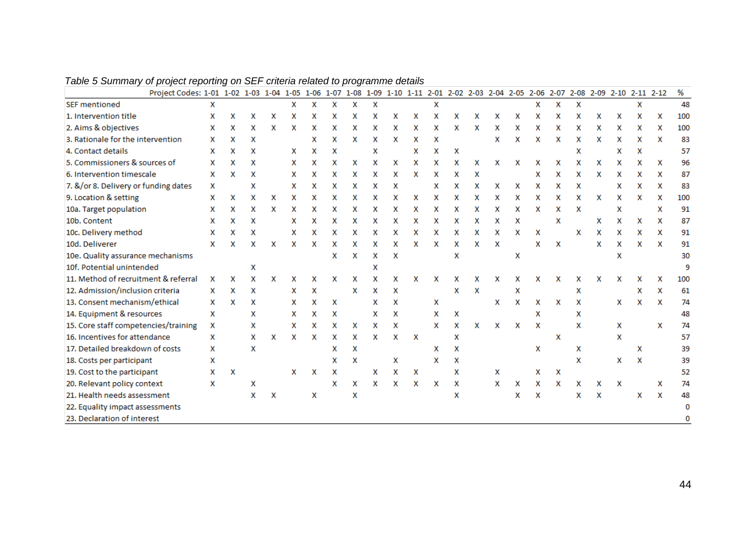*Table 5 Summary of project reporting on SEF criteria related to programme details*

| Project Codes: | 1-01 | 1-02 | 1-03 | 1-04 | 1-05 | 1-06 | 1-07 | 1-08 | 1-09 | 1-10 | 1-11 | 2-01 | 2-02 | 2-03 | 2-04 | 2-05 | 2-06 | 2-07 | 2-08 | 2-09 | 2-10 | 2-11 | 2-12 | % |
|---|---|---|---|---|---|---|---|---|---|---|---|---|---|---|---|---|---|---|---|---|---|---|---|---|
| SEF mentioned | X | | | | X | X | X | X | X | | | X | | | | | X | X | X | | | X | | 48 |
| 1. Intervention title | X | X | X | X | X | X | X | X | X | X | X | X | X | X | X | X | X | X | X | X | X | X | X | 100 |
| 2. Aims & objectives | X | X | X | X | X | X | X | X | X | X | X | X | X | X | X | X | X | X | X | X | X | X | X | 100 |
| 3. Rationale for the intervention | X | X | X | | | X | X | X | X | X | X | X | | | X | X | X | X | X | X | X | X | X | 83 |
| 4. Contact details | X | X | X | | X | X | X | | X | | X | X | X | | | | | | X | | X | X | | 57 |
| 5. Commissioners & sources of | X | X | X | | X | X | X | X | X | X | X | X | X | X | X | X | X | X | X | X | X | X | X | 96 |
| 6. Intervention timescale | X | X | X | | X | X | X | X | X | X | X | X | X | X | | | X | X | X | X | X | X | X | 87 |
| 7. &/or 8. Delivery or funding dates | X | | X | | X | X | X | X | X | X | | X | X | X | X | X | X | X | X | | X | X | X | 83 |
| 9. Location & setting | X | X | X | X | X | X | X | X | X | X | X | X | X | X | X | X | X | X | X | X | X | X | X | 100 |
| 10a. Target population | X | X | X | X | X | X | X | X | X | X | X | X | X | X | X | X | X | X | X | | X | | X | 91 |
| 10b. Content | X | X | X | | X | X | X | X | X | X | X | X | X | X | X | X | | X | | X | X | X | X | 87 |
| 10c. Delivery method | X | X | X | | X | X | X | X | X | X | X | X | X | X | X | X | X | | X | X | X | X | X | 91 |
| 10d. Deliverer | X | X | X | X | X | X | X | X | X | X | X | X | X | X | X | | X | X | | X | X | X | X | 91 |
| 10e. Quality assurance mechanisms | | | | | | | X | X | X | X | | | X | | | X | | | | | X | | | 30 |
| 10f. Potential unintended | | | X | | | | | | X | | | | | | | | | | | | | | | 9 |
| 11. Method of recruitment & referral | X | X | X | X | X | X | X | X | X | X | X | X | X | X | X | X | X | X | X | X | X | X | X | 100 |
| 12. Admission/inclusion criteria | X | X | X | | X | X | | X | X | X | | | X | X | | X | | | X | | | X | X | 61 |
| 13. Consent mechanism/ethical | X | X | X | | X | X | X | | X | X | | X | | | X | X | X | X | X | | X | X | X | 74 |
| 14. Equipment & resources | X | | X | | X | X | X | | X | X | | X | X | | | | X | | X | | | | | 48 |
| 15. Core staff competencies/training | X | | X | | X | X | X | X | X | X | | X | X | X | X | X | X | | X | | X | | X | 74 |
| 16. Incentives for attendance | X | | X | X | X | X | X | X | X | X | X | | X | | | | | X | | | X | | | 57 |
| 17. Detailed breakdown of costs | X | | X | | | | X | X | | | | X | X | | | | X | | X | | | X | | 39 |
| 18. Costs per participant | X | | | | | | X | X | | X | | X | X | | | | | | X | | X | X | | 39 |
| 19. Cost to the participant | X | X | | | X | X | X | | X | X | X | | X | | X | | X | X | | | | | | 52 |
| 20. Relevant policy context | X | | X | | | | X | X | X | X | X | X | X | | X | X | X | X | X | X | X | | X | 74 |
| 21. Health needs assessment | | | X | X | | X | | X | | | | | X | | | X | X | | X | X | | X | X | 48 |
| 22. Equality impact assessments | | | | | | | | | | | | | | | | | | | | | | | | 0 |
| 23. Declaration of interest | | | | | | | | | | | | | | | | | | | | | | | | 0 |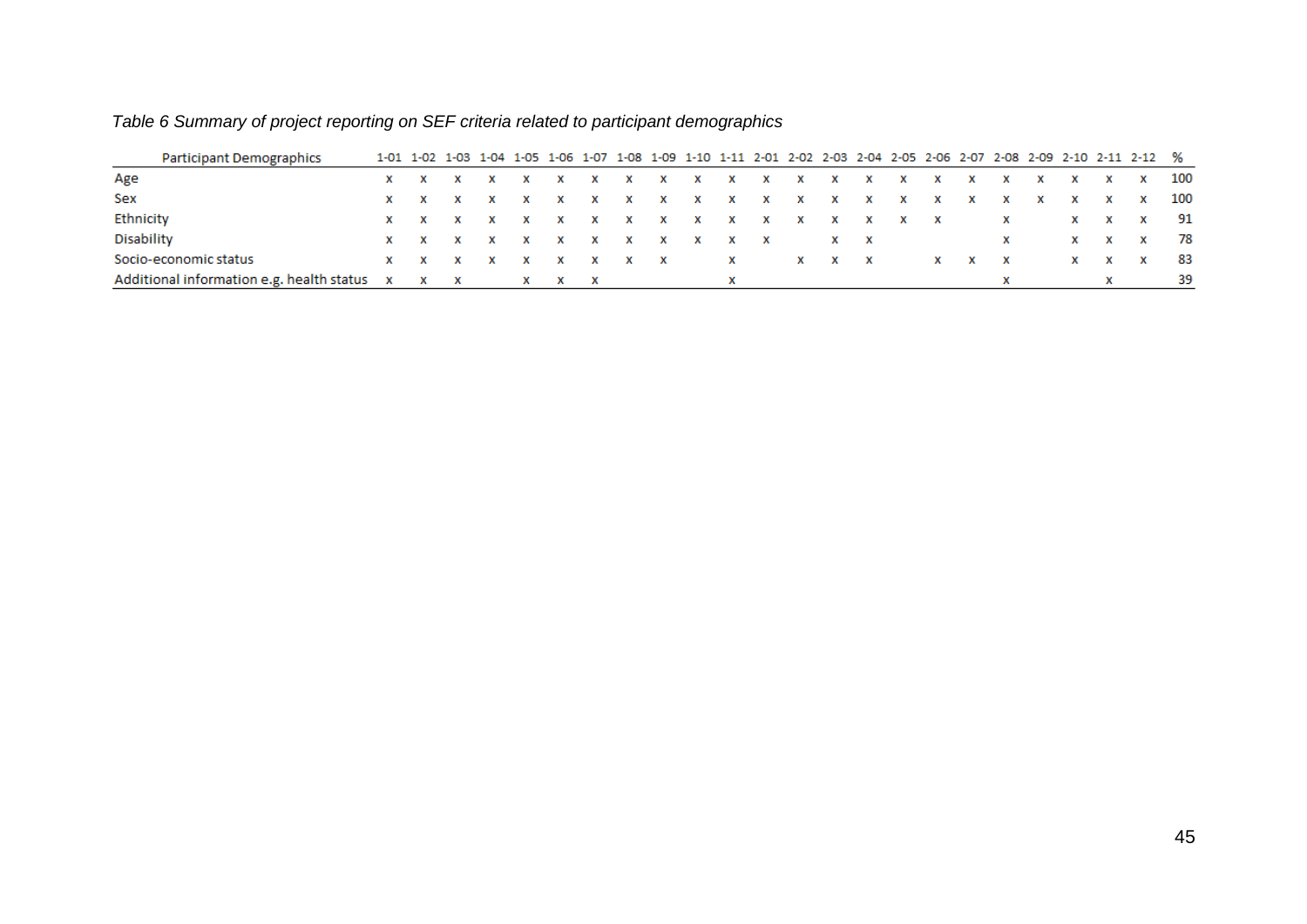*Table 6 Summary of project reporting on SEF criteria related to participant demographics*

| Participant Demographics | 1-01 | 1-02 | 1-03 | 1-04 | 1-05 | 1-06 | 1-07 | 1-08 | 1-09 | 1-10 | 1-11 | 2-01 | 2-02 | 2-03 | 2-04 | 2-05 | 2-06 | 2-07 | 2-08 | 2-09 | 2-10 | 2-11 | 2-12 | % |
|---|---|---|---|---|---|---|---|---|---|---|---|---|---|---|---|---|---|---|---|---|---|---|---|---|
| Age | x | x | x | x | x | x | x | x | x | x | x | x | x | x | x | x | x | x | x | x | x | x | x | 100 |
| Sex | x | x | x | x | x | x | x | x | x | x | x | x | x | x | x | x | x | x | x | x | x | x | x | 100 |
| Ethnicity | x | x | x | x | x | x | x | x | x | x | x | x | x | x | x | x | x | | x | | x | x | x | 91 |
| Disability | x | x | x | x | x | x | x | x | x | x | x | x | | x | x | | | | x | | x | x | x | 78 |
| Socio-economic status | x | x | x | x | x | x | x | x | x | | x | | x | x | x | | x | x | x | | x | x | x | 83 |
| Additional information e.g. health status | x | x | x | | x | x | x | | | | x | | | | | | | | x | | | x | | 39 |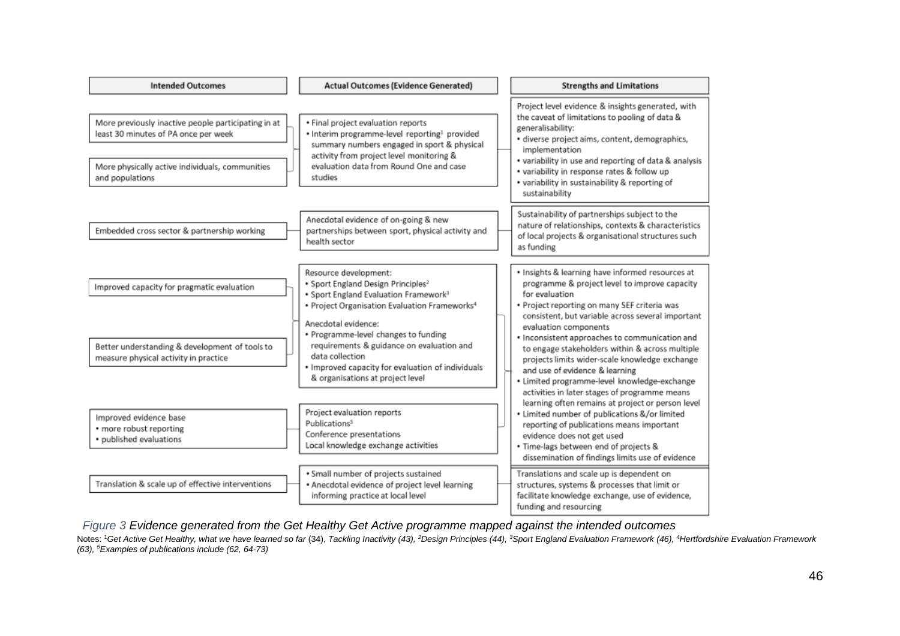| Intended Outcomes | Actual Outcomes (Evidence Generated) | Strengths and Limitations |
|---|---|---|
| More previously inactive people participating in at least 30 minutes of PA once per week<br><br>More physically active individuals, communities and populations | • Final project evaluation reports<br>• Interim programme-level reporting[1] provided summary numbers engaged in sport & physical activity from project level monitoring & evaluation data from Round One and case studies | Project level evidence & insights generated, with the caveat of limitations to pooling of data & generalisability:<br>• diverse project aims, content, demographics, implementation<br>• variability in use and reporting of data & analysis<br>• variability in response rates & follow up<br>• variability in sustainability & reporting of sustainability |
| Embedded cross sector & partnership working | Anecdotal evidence of on-going & new partnerships between sport, physical activity and health sector | Sustainability of partnerships subject to the nature of relationships, contexts & characteristics of local projects & organisational structures such as funding |
| Improved capacity for pragmatic evaluation<br><br>Better understanding & development of tools to measure physical activity in practice | Resource development:<br>• Sport England Design Principles[2]<br>• Sport England Evaluation Framework[3]<br>• Project Organisation Evaluation Frameworks[4]<br><br>Anecdotal evidence:<br>• Programme-level changes to funding requirements & guidance on evaluation and data collection<br>• Improved capacity for evaluation of individuals & organisations at project level | • Insights & learning have informed resources at programme & project level to improve capacity for evaluation<br>• Project reporting on many SEF criteria was consistent, but variable across several important evaluation components<br>• Inconsistent approaches to communication and to engage stakeholders within & across multiple projects limits wider-scale knowledge exchange and use of evidence & learning<br>• Limited programme-level knowledge-exchange activities in later stages of programme means learning often remains at project or person level<br>• Limited number of publications &/or limited reporting of publications means important evidence does not get used<br>• Time-lags between end of projects & dissemination of findings limits use of evidence |
| Improved evidence base<br>• more robust reporting<br>• published evaluations | Project evaluation reports<br>Publications[5]<br>Conference presentations<br>Local knowledge exchange activities | |
| Translation & scale up of effective interventions | • Small number of projects sustained<br>• Anecdotal evidence of project level learning informing practice at local level | Translations and scale up is dependent on structures, systems & processes that limit or facilitate knowledge exchange, use of evidence, funding and resourcing |

*Figure 3 Evidence generated from the Get Healthy Get Active programme mapped against the intended outcomes*

Notes: [1]*Get Active Get Healthy, what we have learned so far* (34), *Tackling Inactivity (43),* [2]*Design Principles (44),* [3]*Sport England Evaluation Framework (46),* [4]*Hertfordshire Evaluation Framework (63),* [5]*Examples of publications include (62, 64-73)*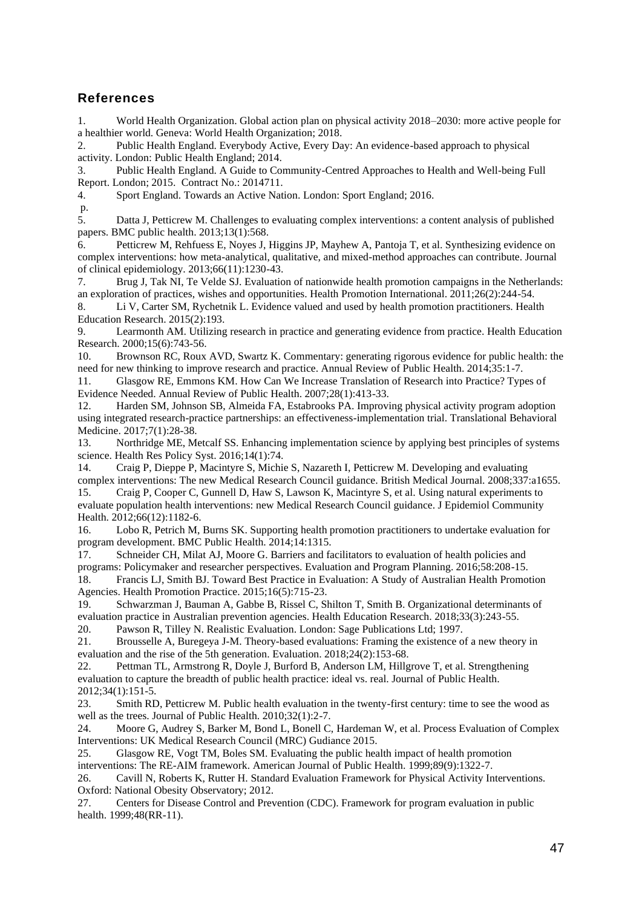## References

1. World Health Organization. Global action plan on physical activity 2018–2030: more active people for a healthier world. Geneva: World Health Organization; 2018.
2. Public Health England. Everybody Active, Every Day: An evidence-based approach to physical activity. London: Public Health England; 2014.
3. Public Health England. A Guide to Community-Centred Approaches to Health and Well-being Full Report. London; 2015. Contract No.: 2014711.
4. Sport England. Towards an Active Nation. London: Sport England; 2016. p.
5. Datta J, Petticrew M. Challenges to evaluating complex interventions: a content analysis of published papers. BMC public health. 2013;13(1):568.
6. Petticrew M, Rehfuess E, Noyes J, Higgins JP, Mayhew A, Pantoja T, et al. Synthesizing evidence on complex interventions: how meta-analytical, qualitative, and mixed-method approaches can contribute. Journal of clinical epidemiology. 2013;66(11):1230-43.
7. Brug J, Tak NI, Te Velde SJ. Evaluation of nationwide health promotion campaigns in the Netherlands: an exploration of practices, wishes and opportunities. Health Promotion International. 2011;26(2):244-54.
8. Li V, Carter SM, Rychetnik L. Evidence valued and used by health promotion practitioners. Health Education Research. 2015(2):193.
9. Learmonth AM. Utilizing research in practice and generating evidence from practice. Health Education Research. 2000;15(6):743-56.
10. Brownson RC, Roux AVD, Swartz K. Commentary: generating rigorous evidence for public health: the need for new thinking to improve research and practice. Annual Review of Public Health. 2014;35:1-7.
11. Glasgow RE, Emmons KM. How Can We Increase Translation of Research into Practice? Types of Evidence Needed. Annual Review of Public Health. 2007;28(1):413-33.
12. Harden SM, Johnson SB, Almeida FA, Estabrooks PA. Improving physical activity program adoption using integrated research-practice partnerships: an effectiveness-implementation trial. Translational Behavioral Medicine. 2017;7(1):28-38.
13. Northridge ME, Metcalf SS. Enhancing implementation science by applying best principles of systems science. Health Res Policy Syst. 2016;14(1):74.
14. Craig P, Dieppe P, Macintyre S, Michie S, Nazareth I, Petticrew M. Developing and evaluating complex interventions: The new Medical Research Council guidance. British Medical Journal. 2008;337:a1655.
15. Craig P, Cooper C, Gunnell D, Haw S, Lawson K, Macintyre S, et al. Using natural experiments to evaluate population health interventions: new Medical Research Council guidance. J Epidemiol Community Health. 2012;66(12):1182-6.
16. Lobo R, Petrich M, Burns SK. Supporting health promotion practitioners to undertake evaluation for program development. BMC Public Health. 2014;14:1315.
17. Schneider CH, Milat AJ, Moore G. Barriers and facilitators to evaluation of health policies and programs: Policymaker and researcher perspectives. Evaluation and Program Planning. 2016;58:208-15.
18. Francis LJ, Smith BJ. Toward Best Practice in Evaluation: A Study of Australian Health Promotion Agencies. Health Promotion Practice. 2015;16(5):715-23.
19. Schwarzman J, Bauman A, Gabbe B, Rissel C, Shilton T, Smith B. Organizational determinants of evaluation practice in Australian prevention agencies. Health Education Research. 2018;33(3):243-55.
20. Pawson R, Tilley N. Realistic Evaluation. London: Sage Publications Ltd; 1997.
21. Brousselle A, Buregeya J-M. Theory-based evaluations: Framing the existence of a new theory in evaluation and the rise of the 5th generation. Evaluation. 2018;24(2):153-68.
22. Pettman TL, Armstrong R, Doyle J, Burford B, Anderson LM, Hillgrove T, et al. Strengthening evaluation to capture the breadth of public health practice: ideal vs. real. Journal of Public Health. 2012;34(1):151-5.
23. Smith RD, Petticrew M. Public health evaluation in the twenty-first century: time to see the wood as well as the trees. Journal of Public Health. 2010;32(1):2-7.
24. Moore G, Audrey S, Barker M, Bond L, Bonell C, Hardeman W, et al. Process Evaluation of Complex Interventions: UK Medical Research Council (MRC) Gudiance 2015.
25. Glasgow RE, Vogt TM, Boles SM. Evaluating the public health impact of health promotion interventions: The RE-AIM framework. American Journal of Public Health. 1999;89(9):1322-7.
26. Cavill N, Roberts K, Rutter H. Standard Evaluation Framework for Physical Activity Interventions. Oxford: National Obesity Observatory; 2012.
27. Centers for Disease Control and Prevention (CDC). Framework for program evaluation in public health. 1999;48(RR-11).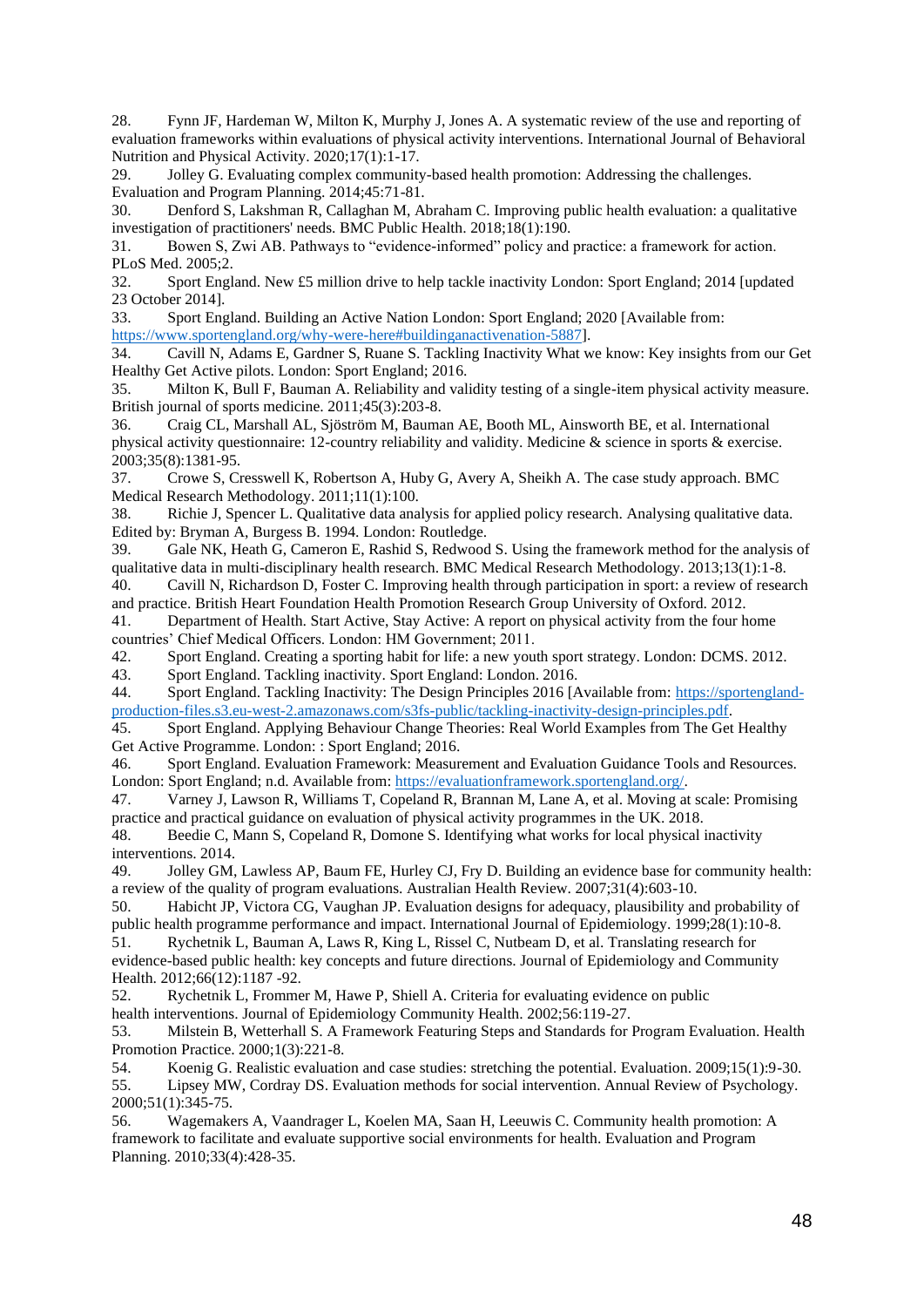28. Fynn JF, Hardeman W, Milton K, Murphy J, Jones A. A systematic review of the use and reporting of evaluation frameworks within evaluations of physical activity interventions. International Journal of Behavioral Nutrition and Physical Activity. 2020;17(1):1-17.
29. Jolley G. Evaluating complex community-based health promotion: Addressing the challenges. Evaluation and Program Planning. 2014;45:71-81.
30. Denford S, Lakshman R, Callaghan M, Abraham C. Improving public health evaluation: a qualitative investigation of practitioners' needs. BMC Public Health. 2018;18(1):190.
31. Bowen S, Zwi AB. Pathways to "evidence-informed" policy and practice: a framework for action. PLoS Med. 2005;2.
32. Sport England. New £5 million drive to help tackle inactivity London: Sport England; 2014 [updated 23 October 2014].
33. Sport England. Building an Active Nation London: Sport England; 2020 [Available from: https://www.sportengland.org/why-were-here#buildinganactivenation-5887].
34. Cavill N, Adams E, Gardner S, Ruane S. Tackling Inactivity What we know: Key insights from our Get Healthy Get Active pilots. London: Sport England; 2016.
35. Milton K, Bull F, Bauman A. Reliability and validity testing of a single-item physical activity measure. British journal of sports medicine. 2011;45(3):203-8.
36. Craig CL, Marshall AL, Sjöström M, Bauman AE, Booth ML, Ainsworth BE, et al. International physical activity questionnaire: 12-country reliability and validity. Medicine & science in sports & exercise. 2003;35(8):1381-95.
37. Crowe S, Cresswell K, Robertson A, Huby G, Avery A, Sheikh A. The case study approach. BMC Medical Research Methodology. 2011;11(1):100.
38. Richie J, Spencer L. Qualitative data analysis for applied policy research. Analysing qualitative data. Edited by: Bryman A, Burgess B. 1994. London: Routledge.
39. Gale NK, Heath G, Cameron E, Rashid S, Redwood S. Using the framework method for the analysis of qualitative data in multi-disciplinary health research. BMC Medical Research Methodology. 2013;13(1):1-8.
40. Cavill N, Richardson D, Foster C. Improving health through participation in sport: a review of research and practice. British Heart Foundation Health Promotion Research Group University of Oxford. 2012.
41. Department of Health. Start Active, Stay Active: A report on physical activity from the four home countries' Chief Medical Officers. London: HM Government; 2011.
42. Sport England. Creating a sporting habit for life: a new youth sport strategy. London: DCMS. 2012.
43. Sport England. Tackling inactivity. Sport England: London. 2016.
44. Sport England. Tackling Inactivity: The Design Principles 2016 [Available from: https://sportengland-production-files.s3.eu-west-2.amazonaws.com/s3fs-public/tackling-inactivity-design-principles.pdf.
45. Sport England. Applying Behaviour Change Theories: Real World Examples from The Get Healthy Get Active Programme. London: : Sport England; 2016.
46. Sport England. Evaluation Framework: Measurement and Evaluation Guidance Tools and Resources. London: Sport England; n.d. Available from: https://evaluationframework.sportengland.org/.
47. Varney J, Lawson R, Williams T, Copeland R, Brannan M, Lane A, et al. Moving at scale: Promising practice and practical guidance on evaluation of physical activity programmes in the UK. 2018.
48. Beedie C, Mann S, Copeland R, Domone S. Identifying what works for local physical inactivity interventions. 2014.
49. Jolley GM, Lawless AP, Baum FE, Hurley CJ, Fry D. Building an evidence base for community health: a review of the quality of program evaluations. Australian Health Review. 2007;31(4):603-10.
50. Habicht JP, Victora CG, Vaughan JP. Evaluation designs for adequacy, plausibility and probability of public health programme performance and impact. International Journal of Epidemiology. 1999;28(1):10-8.
51. Rychetnik L, Bauman A, Laws R, King L, Rissel C, Nutbeam D, et al. Translating research for evidence-based public health: key concepts and future directions. Journal of Epidemiology and Community Health. 2012;66(12):1187 -92.
52. Rychetnik L, Frommer M, Hawe P, Shiell A. Criteria for evaluating evidence on public health interventions. Journal of Epidemiology Community Health. 2002;56:119-27.
53. Milstein B, Wetterhall S. A Framework Featuring Steps and Standards for Program Evaluation. Health Promotion Practice. 2000;1(3):221-8.
54. Koenig G. Realistic evaluation and case studies: stretching the potential. Evaluation. 2009;15(1):9-30.
55. Lipsey MW, Cordray DS. Evaluation methods for social intervention. Annual Review of Psychology. 2000;51(1):345-75.
56. Wagemakers A, Vaandrager L, Koelen MA, Saan H, Leeuwis C. Community health promotion: A framework to facilitate and evaluate supportive social environments for health. Evaluation and Program Planning. 2010;33(4):428-35.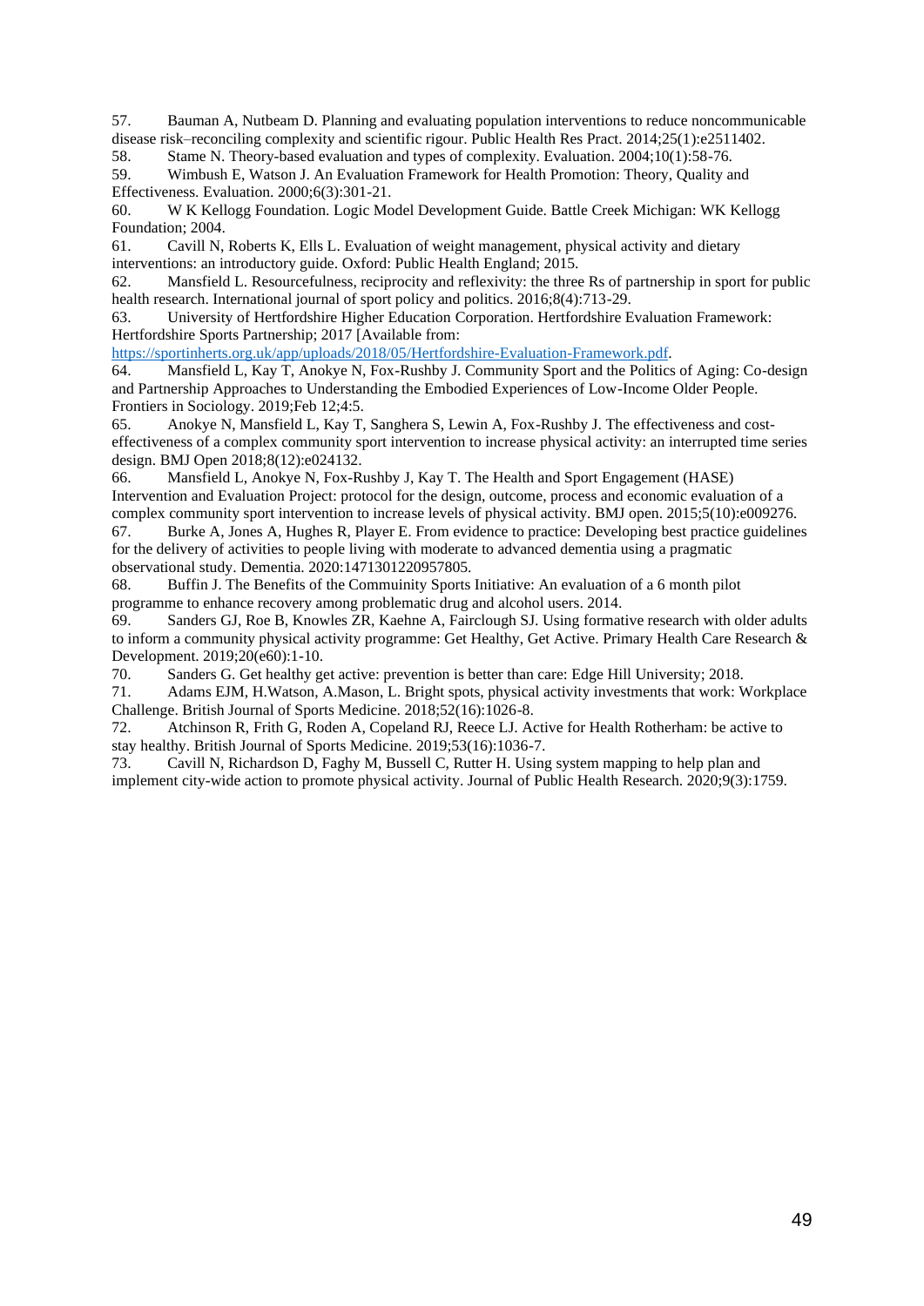57. Bauman A, Nutbeam D. Planning and evaluating population interventions to reduce noncommunicable disease risk–reconciling complexity and scientific rigour. Public Health Res Pract. 2014;25(1):e2511402.
58. Stame N. Theory-based evaluation and types of complexity. Evaluation. 2004;10(1):58-76.
59. Wimbush E, Watson J. An Evaluation Framework for Health Promotion: Theory, Quality and Effectiveness. Evaluation. 2000;6(3):301-21.
60. W K Kellogg Foundation. Logic Model Development Guide. Battle Creek Michigan: WK Kellogg Foundation; 2004.
61. Cavill N, Roberts K, Ells L. Evaluation of weight management, physical activity and dietary interventions: an introductory guide. Oxford: Public Health England; 2015.
62. Mansfield L. Resourcefulness, reciprocity and reflexivity: the three Rs of partnership in sport for public health research. International journal of sport policy and politics. 2016;8(4):713-29.
63. University of Hertfordshire Higher Education Corporation. Hertfordshire Evaluation Framework: Hertfordshire Sports Partnership; 2017 [Available from: https://sportinherts.org.uk/app/uploads/2018/05/Hertfordshire-Evaluation-Framework.pdf.
64. Mansfield L, Kay T, Anokye N, Fox-Rushby J. Community Sport and the Politics of Aging: Co-design and Partnership Approaches to Understanding the Embodied Experiences of Low-Income Older People. Frontiers in Sociology. 2019;Feb 12;4:5.
65. Anokye N, Mansfield L, Kay T, Sanghera S, Lewin A, Fox-Rushby J. The effectiveness and cost-effectiveness of a complex community sport intervention to increase physical activity: an interrupted time series design. BMJ Open 2018;8(12):e024132.
66. Mansfield L, Anokye N, Fox-Rushby J, Kay T. The Health and Sport Engagement (HASE) Intervention and Evaluation Project: protocol for the design, outcome, process and economic evaluation of a complex community sport intervention to increase levels of physical activity. BMJ open. 2015;5(10):e009276.
67. Burke A, Jones A, Hughes R, Player E. From evidence to practice: Developing best practice guidelines for the delivery of activities to people living with moderate to advanced dementia using a pragmatic observational study. Dementia. 2020:1471301220957805.
68. Buffin J. The Benefits of the Commuinity Sports Initiative: An evaluation of a 6 month pilot programme to enhance recovery among problematic drug and alcohol users. 2014.
69. Sanders GJ, Roe B, Knowles ZR, Kaehne A, Fairclough SJ. Using formative research with older adults to inform a community physical activity programme: Get Healthy, Get Active. Primary Health Care Research & Development. 2019;20(e60):1-10.
70. Sanders G. Get healthy get active: prevention is better than care: Edge Hill University; 2018.
71. Adams EJM, H.Watson, A.Mason, L. Bright spots, physical activity investments that work: Workplace Challenge. British Journal of Sports Medicine. 2018;52(16):1026-8.
72. Atchinson R, Frith G, Roden A, Copeland RJ, Reece LJ. Active for Health Rotherham: be active to stay healthy. British Journal of Sports Medicine. 2019;53(16):1036-7.
73. Cavill N, Richardson D, Faghy M, Bussell C, Rutter H. Using system mapping to help plan and implement city-wide action to promote physical activity. Journal of Public Health Research. 2020;9(3):1759.